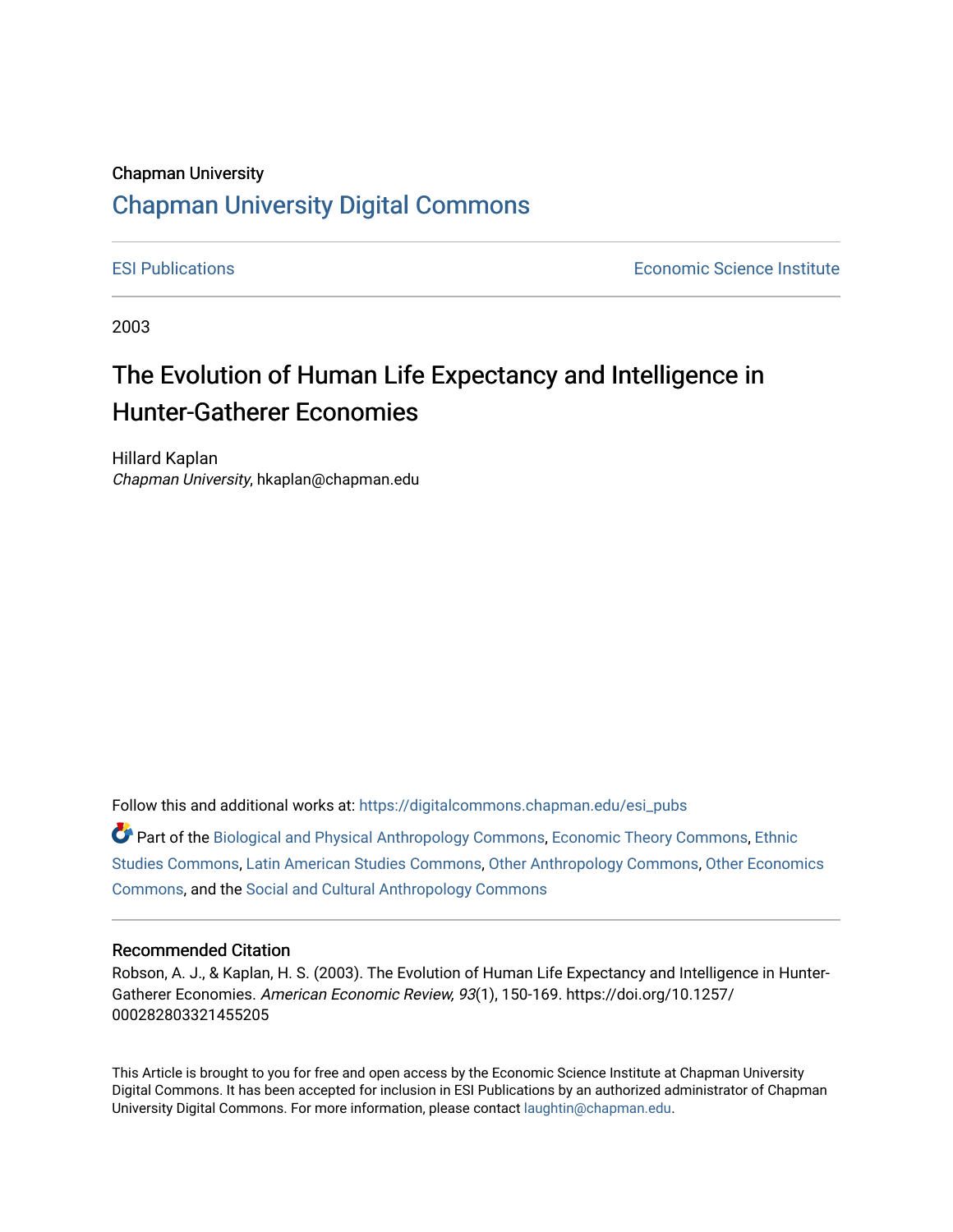Chapman University

## Chapman University Digital Commons

ESI Publications

Economic Science Institute

2003

# The Evolution of Human Life Expectancy and Intelligence in Hunter-Gatherer Economies

Hillard Kaplan
*Chapman University*, hkaplan@chapman.edu

Follow this and additional works at: https://digitalcommons.chapman.edu/esi_pubs

Part of the Biological and Physical Anthropology Commons, Economic Theory Commons, Ethnic Studies Commons, Latin American Studies Commons, Other Anthropology Commons, Other Economics Commons, and the Social and Cultural Anthropology Commons

### Recommended Citation

Robson, A. J., & Kaplan, H. S. (2003). The Evolution of Human Life Expectancy and Intelligence in Hunter-Gatherer Economies. *American Economic Review, 93*(1), 150-169. https://doi.org/10.1257/000282803321455205

This Article is brought to you for free and open access by the Economic Science Institute at Chapman University Digital Commons. It has been accepted for inclusion in ESI Publications by an authorized administrator of Chapman University Digital Commons. For more information, please contact laughtin@chapman.edu.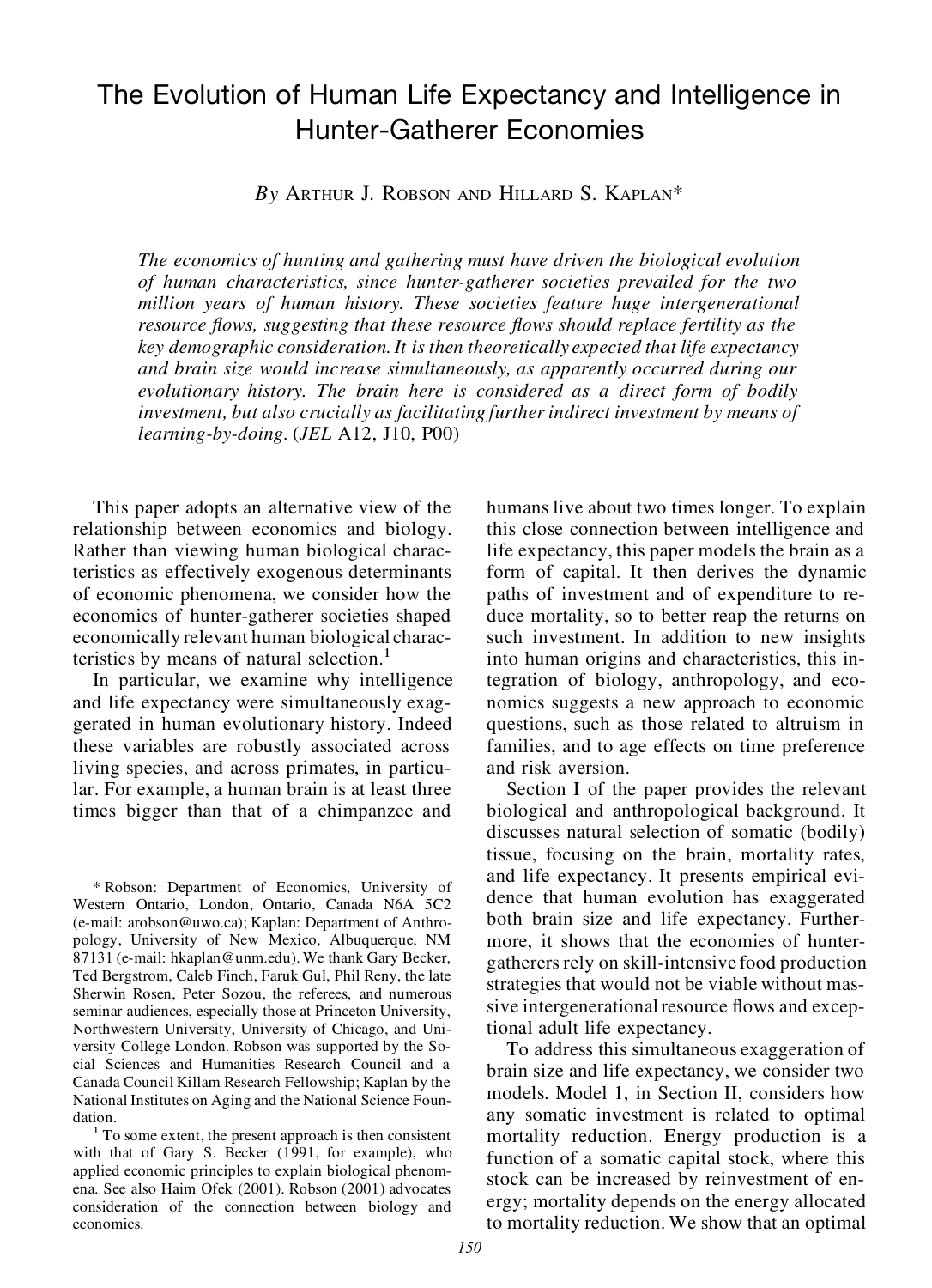# The Evolution of Human Life Expectancy and Intelligence in Hunter-Gatherer Economies

*By* ARTHUR J. ROBSON AND HILLARD S. KAPLAN*

*The economics of hunting and gathering must have driven the biological evolution of human characteristics, since hunter-gatherer societies prevailed for the two million years of human history. These societies feature huge intergenerational resource flows, suggesting that these resource flows should replace fertility as the key demographic consideration. It is then theoretically expected that life expectancy and brain size would increase simultaneously, as apparently occurred during our evolutionary history. The brain here is considered as a direct form of bodily investment, but also crucially as facilitating further indirect investment by means of learning-by-doing.* (*JEL* A12, J10, P00)

This paper adopts an alternative view of the relationship between economics and biology. Rather than viewing human biological characteristics as effectively exogenous determinants of economic phenomena, we consider how the economics of hunter-gatherer societies shaped economically relevant human biological characteristics by means of natural selection.[1]

In particular, we examine why intelligence and life expectancy were simultaneously exaggerated in human evolutionary history. Indeed these variables are robustly associated across living species, and across primates, in particular. For example, a human brain is at least three times bigger than that of a chimpanzee and humans live about two times longer. To explain this close connection between intelligence and life expectancy, this paper models the brain as a form of capital. It then derives the dynamic paths of investment and of expenditure to reduce mortality, so to better reap the returns on such investment. In addition to new insights into human origins and characteristics, this integration of biology, anthropology, and economics suggests a new approach to economic questions, such as those related to altruism in families, and to age effects on time preference and risk aversion.

Section I of the paper provides the relevant biological and anthropological background. It discusses natural selection of somatic (bodily) tissue, focusing on the brain, mortality rates, and life expectancy. It presents empirical evidence that human evolution has exaggerated both brain size and life expectancy. Furthermore, it shows that the economies of hunter-gatherers rely on skill-intensive food production strategies that would not be viable without massive intergenerational resource flows and exceptional adult life expectancy.

To address this simultaneous exaggeration of brain size and life expectancy, we consider two models. Model 1, in Section II, considers how any somatic investment is related to optimal mortality reduction. Energy production is a function of a somatic capital stock, where this stock can be increased by reinvestment of energy; mortality depends on the energy allocated to mortality reduction. We show that an optimal

\* Robson: Department of Economics, University of Western Ontario, London, Ontario, Canada N6A 5C2 (e-mail: arobson@uwo.ca); Kaplan: Department of Anthropology, University of New Mexico, Albuquerque, NM 87131 (e-mail: hkaplan@unm.edu). We thank Gary Becker, Ted Bergstrom, Caleb Finch, Faruk Gul, Phil Reny, the late Sherwin Rosen, Peter Sozou, the referees, and numerous seminar audiences, especially those at Princeton University, Northwestern University, University of Chicago, and University College London. Robson was supported by the Social Sciences and Humanities Research Council and a Canada Council Killam Research Fellowship; Kaplan by the National Institutes on Aging and the National Science Foundation.

[1] To some extent, the present approach is then consistent with that of Gary S. Becker (1991, for example), who applied economic principles to explain biological phenomena. See also Haim Ofek (2001). Robson (2001) advocates consideration of the connection between biology and economics.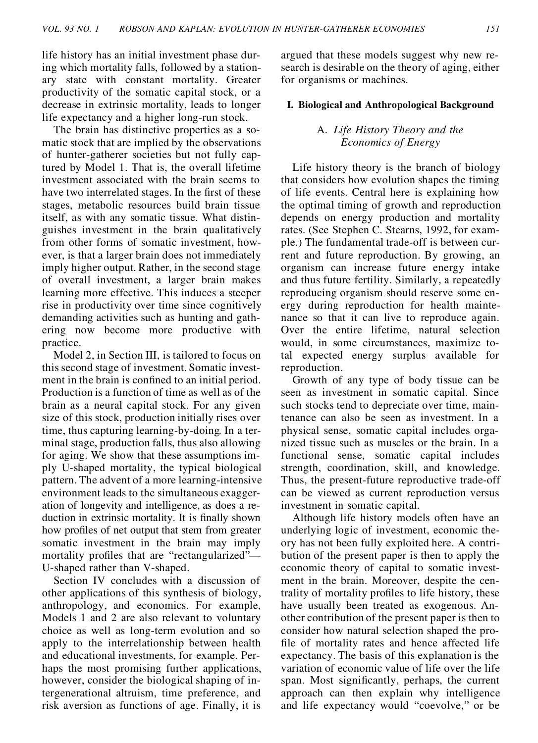life history has an initial investment phase during which mortality falls, followed by a stationary state with constant mortality. Greater productivity of the somatic capital stock, or a decrease in extrinsic mortality, leads to longer life expectancy and a higher long-run stock.

The brain has distinctive properties as a somatic stock that are implied by the observations of hunter-gatherer societies but not fully captured by Model 1. That is, the overall lifetime investment associated with the brain seems to have two interrelated stages. In the first of these stages, metabolic resources build brain tissue itself, as with any somatic tissue. What distinguishes investment in the brain qualitatively from other forms of somatic investment, however, is that a larger brain does not immediately imply higher output. Rather, in the second stage of overall investment, a larger brain makes learning more effective. This induces a steeper rise in productivity over time since cognitively demanding activities such as hunting and gathering now become more productive with practice.

Model 2, in Section III, is tailored to focus on this second stage of investment. Somatic investment in the brain is confined to an initial period. Production is a function of time as well as of the brain as a neural capital stock. For any given size of this stock, production initially rises over time, thus capturing learning-by-doing. In a terminal stage, production falls, thus also allowing for aging. We show that these assumptions imply U-shaped mortality, the typical biological pattern. The advent of a more learning-intensive environment leads to the simultaneous exaggeration of longevity and intelligence, as does a reduction in extrinsic mortality. It is finally shown how profiles of net output that stem from greater somatic investment in the brain may imply mortality profiles that are "rectangularized"—U-shaped rather than V-shaped.

Section IV concludes with a discussion of other applications of this synthesis of biology, anthropology, and economics. For example, Models 1 and 2 are also relevant to voluntary choice as well as long-term evolution and so apply to the interrelationship between health and educational investments, for example. Perhaps the most promising further applications, however, consider the biological shaping of intergenerational altruism, time preference, and risk aversion as functions of age. Finally, it is argued that these models suggest why new research is desirable on the theory of aging, either for organisms or machines.

## I. Biological and Anthropological Background

### A. *Life History Theory and the Economics of Energy*

Life history theory is the branch of biology that considers how evolution shapes the timing of life events. Central here is explaining how the optimal timing of growth and reproduction depends on energy production and mortality rates. (See Stephen C. Stearns, 1992, for example.) The fundamental trade-off is between current and future reproduction. By growing, an organism can increase future energy intake and thus future fertility. Similarly, a repeatedly reproducing organism should reserve some energy during reproduction for health maintenance so that it can live to reproduce again. Over the entire lifetime, natural selection would, in some circumstances, maximize total expected energy surplus available for reproduction.

Growth of any type of body tissue can be seen as investment in somatic capital. Since such stocks tend to depreciate over time, maintenance can also be seen as investment. In a physical sense, somatic capital includes organized tissue such as muscles or the brain. In a functional sense, somatic capital includes strength, coordination, skill, and knowledge. Thus, the present-future reproductive trade-off can be viewed as current reproduction versus investment in somatic capital.

Although life history models often have an underlying logic of investment, economic theory has not been fully exploited here. A contribution of the present paper is then to apply the economic theory of capital to somatic investment in the brain. Moreover, despite the centrality of mortality profiles to life history, these have usually been treated as exogenous. Another contribution of the present paper is then to consider how natural selection shaped the profile of mortality rates and hence affected life expectancy. The basis of this explanation is the variation of economic value of life over the life span. Most significantly, perhaps, the current approach can then explain why intelligence and life expectancy would "coevolve," or be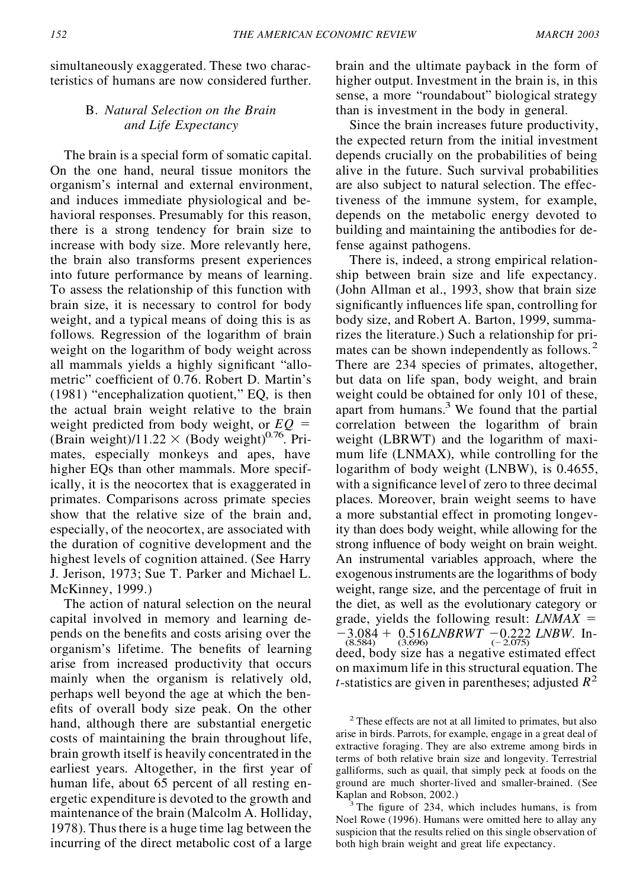simultaneously exaggerated. These two characteristics of humans are now considered further.

### B. *Natural Selection on the Brain and Life Expectancy*

The brain is a special form of somatic capital. On the one hand, neural tissue monitors the organism's internal and external environment, and induces immediate physiological and behavioral responses. Presumably for this reason, there is a strong tendency for brain size to increase with body size. More relevantly here, the brain also transforms present experiences into future performance by means of learning. To assess the relationship of this function with brain size, it is necessary to control for body weight, and a typical means of doing this is as follows. Regression of the logarithm of brain weight on the logarithm of body weight across all mammals yields a highly significant "allometric" coefficient of 0.76. Robert D. Martin's (1981) "encephalization quotient," EQ, is then the actual brain weight relative to the brain weight predicted from body weight, or $EQ = (\text{Brain weight})/11.22 \times (\text{Body weight})^{0.76}$. Primates, especially monkeys and apes, have higher EQs than other mammals. More specifically, it is the neocortex that is exaggerated in primates. Comparisons across primate species show that the relative size of the brain and, especially, of the neocortex, are associated with the duration of cognitive development and the highest levels of cognition attained. (See Harry J. Jerison, 1973; Sue T. Parker and Michael L. McKinney, 1999.)

The action of natural selection on the neural capital involved in memory and learning depends on the benefits and costs arising over the organism's lifetime. The benefits of learning arise from increased productivity that occurs mainly when the organism is relatively old, perhaps well beyond the age at which the benefits of overall body size peak. On the other hand, although there are substantial energetic costs of maintaining the brain throughout life, brain growth itself is heavily concentrated in the earliest years. Altogether, in the first year of human life, about 65 percent of all resting energetic expenditure is devoted to the growth and maintenance of the brain (Malcolm A. Holliday, 1978). Thus there is a huge time lag between the incurring of the direct metabolic cost of a large brain and the ultimate payback in the form of higher output. Investment in the brain is, in this sense, a more "roundabout" biological strategy than is investment in the body in general.

Since the brain increases future productivity, the expected return from the initial investment depends crucially on the probabilities of being alive in the future. Such survival probabilities are also subject to natural selection. The effectiveness of the immune system, for example, depends on the metabolic energy devoted to building and maintaining the antibodies for defense against pathogens.

There is, indeed, a strong empirical relationship between brain size and life expectancy. (John Allman et al., 1993, show that brain size significantly influences life span, controlling for body size, and Robert A. Barton, 1999, summarizes the literature.) Such a relationship for primates can be shown independently as follows.[2] There are 234 species of primates, altogether, but data on life span, body weight, and brain weight could be obtained for only 101 of these, apart from humans.[3] We found that the partial correlation between the logarithm of brain weight (LBRWT) and the logarithm of maximum life (LNMAX), while controlling for the logarithm of body weight (LNBW), is 0.4655, with a significance level of zero to three decimal places. Moreover, brain weight seems to have a more substantial effect in promoting longevity than does body weight, while allowing for the strong influence of body weight on brain weight. An instrumental variables approach, where the exogenous instruments are the logarithms of body weight, range size, and the percentage of fruit in the diet, as well as the evolutionary category or grade, yields the following result: $LNMAX = \underset{(8.584)}{-3.084} + \underset{(3.696)}{0.516} LNBRWT \underset{(-2.075)}{-0.222}\, LNBW$. Indeed, body size has a negative estimated effect on maximum life in this structural equation. The $t$-statistics are given in parentheses; adjusted $R^2$

[2] These effects are not at all limited to primates, but also arise in birds. Parrots, for example, engage in a great deal of extractive foraging. They are also extreme among birds in terms of both relative brain size and longevity. Terrestrial galliforms, such as quail, that simply peck at foods on the ground are much shorter-lived and smaller-brained. (See Kaplan and Robson, 2002.)

[3] The figure of 234, which includes humans, is from Noel Rowe (1996). Humans were omitted here to allay any suspicion that the results relied on this single observation of both high brain weight and great life expectancy.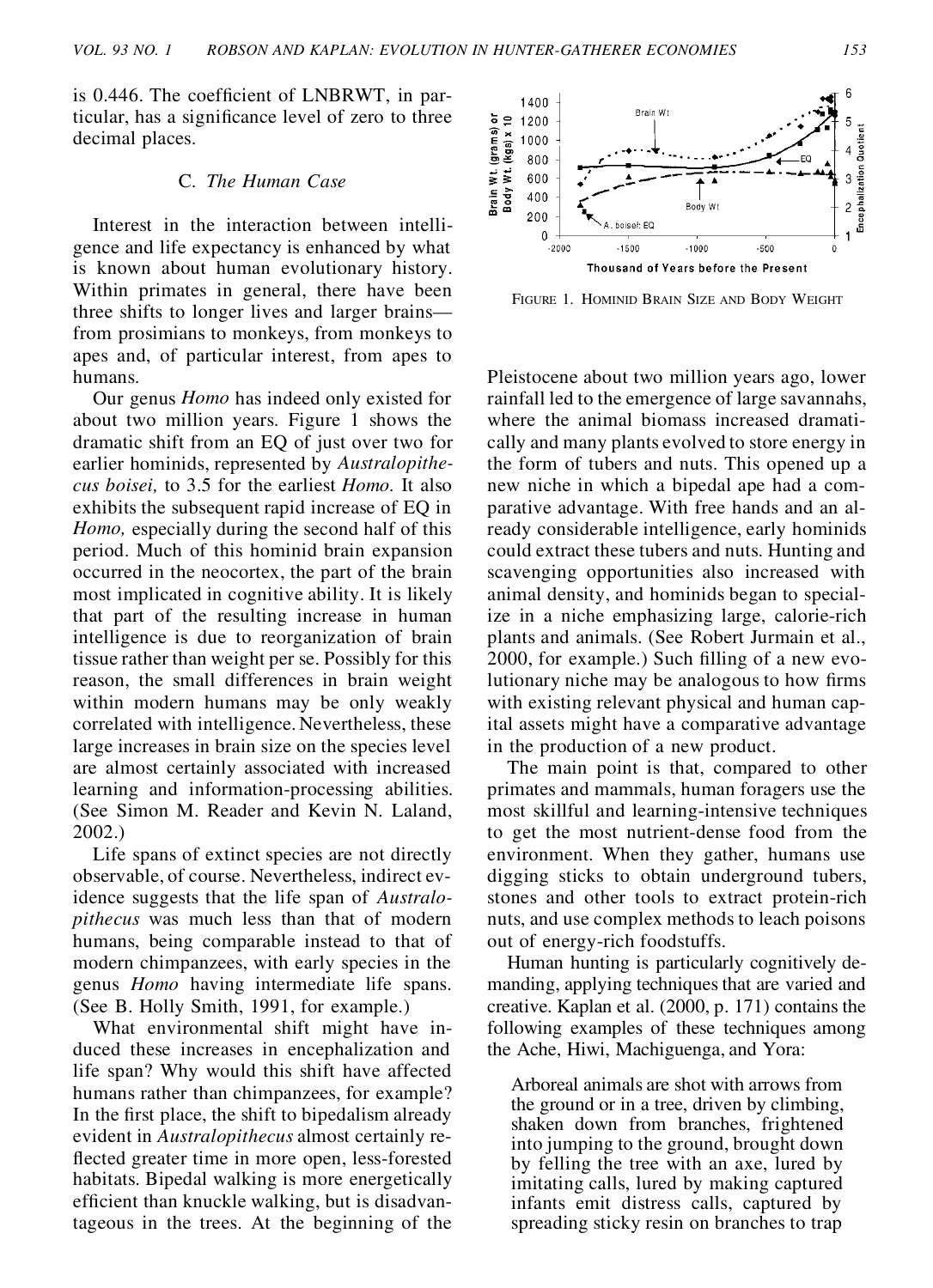is 0.446. The coefficient of LNBRWT, in particular, has a significance level of zero to three decimal places.

### C. *The Human Case*

Interest in the interaction between intelligence and life expectancy is enhanced by what is known about human evolutionary history. Within primates in general, there have been three shifts to longer lives and larger brains—from prosimians to monkeys, from monkeys to apes and, of particular interest, from apes to humans.

Our genus *Homo* has indeed only existed for about two million years. Figure 1 shows the dramatic shift from an EQ of just over two for earlier hominids, represented by *Australopithecus boisei,* to 3.5 for the earliest *Homo.* It also exhibits the subsequent rapid increase of EQ in *Homo,* especially during the second half of this period. Much of this hominid brain expansion occurred in the neocortex, the part of the brain most implicated in cognitive ability. It is likely that part of the resulting increase in human intelligence is due to reorganization of brain tissue rather than weight per se. Possibly for this reason, the small differences in brain weight within modern humans may be only weakly correlated with intelligence. Nevertheless, these large increases in brain size on the species level are almost certainly associated with increased learning and information-processing abilities. (See Simon M. Reader and Kevin N. Laland, 2002.)

Life spans of extinct species are not directly observable, of course. Nevertheless, indirect evidence suggests that the life span of *Australopithecus* was much less than that of modern humans, being comparable instead to that of modern chimpanzees, with early species in the genus *Homo* having intermediate life spans. (See B. Holly Smith, 1991, for example.)

What environmental shift might have induced these increases in encephalization and life span? Why would this shift have affected humans rather than chimpanzees, for example? In the first place, the shift to bipedalism already evident in *Australopithecus* almost certainly reflected greater time in more open, less-forested habitats. Bipedal walking is more energetically efficient than knuckle walking, but is disadvantageous in the trees. At the beginning of the

FIGURE 1. HOMINID BRAIN SIZE AND BODY WEIGHT

Pleistocene about two million years ago, lower rainfall led to the emergence of large savannahs, where the animal biomass increased dramatically and many plants evolved to store energy in the form of tubers and nuts. This opened up a new niche in which a bipedal ape had a comparative advantage. With free hands and an already considerable intelligence, early hominids could extract these tubers and nuts. Hunting and scavenging opportunities also increased with animal density, and hominids began to specialize in a niche emphasizing large, calorie-rich plants and animals. (See Robert Jurmain et al., 2000, for example.) Such filling of a new evolutionary niche may be analogous to how firms with existing relevant physical and human capital assets might have a comparative advantage in the production of a new product.

The main point is that, compared to other primates and mammals, human foragers use the most skillful and learning-intensive techniques to get the most nutrient-dense food from the environment. When they gather, humans use digging sticks to obtain underground tubers, stones and other tools to extract protein-rich nuts, and use complex methods to leach poisons out of energy-rich foodstuffs.

Human hunting is particularly cognitively demanding, applying techniques that are varied and creative. Kaplan et al. (2000, p. 171) contains the following examples of these techniques among the Ache, Hiwi, Machiguenga, and Yora:

> Arboreal animals are shot with arrows from the ground or in a tree, driven by climbing, shaken down from branches, frightened into jumping to the ground, brought down by felling the tree with an axe, lured by imitating calls, lured by making captured infants emit distress calls, captured by spreading sticky resin on branches to trap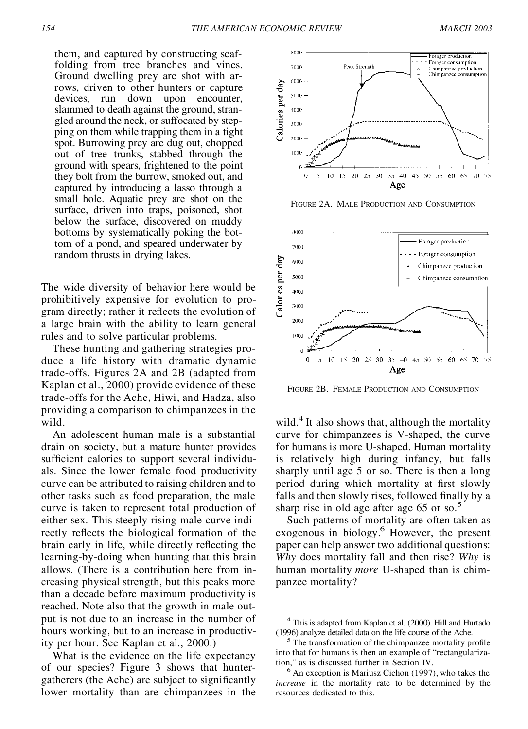them, and captured by constructing scaffolding from tree branches and vines. Ground dwelling prey are shot with arrows, driven to other hunters or capture devices, run down upon encounter, slammed to death against the ground, strangled around the neck, or suffocated by stepping on them while trapping them in a tight spot. Burrowing prey are dug out, chopped out of tree trunks, stabbed through the ground with spears, frightened to the point they bolt from the burrow, smoked out, and captured by introducing a lasso through a small hole. Aquatic prey are shot on the surface, driven into traps, poisoned, shot below the surface, discovered on muddy bottoms by systematically poking the bottom of a pond, and speared underwater by random thrusts in drying lakes.

The wide diversity of behavior here would be prohibitively expensive for evolution to program directly; rather it reflects the evolution of a large brain with the ability to learn general rules and to solve particular problems.

These hunting and gathering strategies produce a life history with dramatic dynamic trade-offs. Figures 2A and 2B (adapted from Kaplan et al., 2000) provide evidence of these trade-offs for the Ache, Hiwi, and Hadza, also providing a comparison to chimpanzees in the wild.

An adolescent human male is a substantial drain on society, but a mature hunter provides sufficient calories to support several individuals. Since the lower female food productivity curve can be attributed to raising children and to other tasks such as food preparation, the male curve is taken to represent total production of either sex. This steeply rising male curve indirectly reflects the biological formation of the brain early in life, while directly reflecting the learning-by-doing when hunting that this brain allows. (There is a contribution here from increasing physical strength, but this peaks more than a decade before maximum productivity is reached. Note also that the growth in male output is not due to an increase in the number of hours working, but to an increase in productivity per hour. See Kaplan et al., 2000.)

What is the evidence on the life expectancy of our species? Figure 3 shows that hunter-gatherers (the Ache) are subject to significantly lower mortality than are chimpanzees in the wild.[4] It also shows that, although the mortality curve for chimpanzees is V-shaped, the curve for humans is more U-shaped. Human mortality is relatively high during infancy, but falls sharply until age 5 or so. There is then a long period during which mortality at first slowly falls and then slowly rises, followed finally by a sharp rise in old age after age 65 or so.[5]

Such patterns of mortality are often taken as exogenous in biology.[6] However, the present paper can help answer two additional questions: *Why* does mortality fall and then rise? *Why* is human mortality *more* U-shaped than is chimpanzee mortality?

FIGURE 2A. MALE PRODUCTION AND CONSUMPTION

FIGURE 2B. FEMALE PRODUCTION AND CONSUMPTION

[4] This is adapted from Kaplan et al. (2000). Hill and Hurtado (1996) analyze detailed data on the life course of the Ache.

[5] The transformation of the chimpanzee mortality profile into that for humans is then an example of "rectangularization," as is discussed further in Section IV.

[6] An exception is Mariusz Cichon (1997), who takes the *increase* in the mortality rate to be determined by the resources dedicated to this.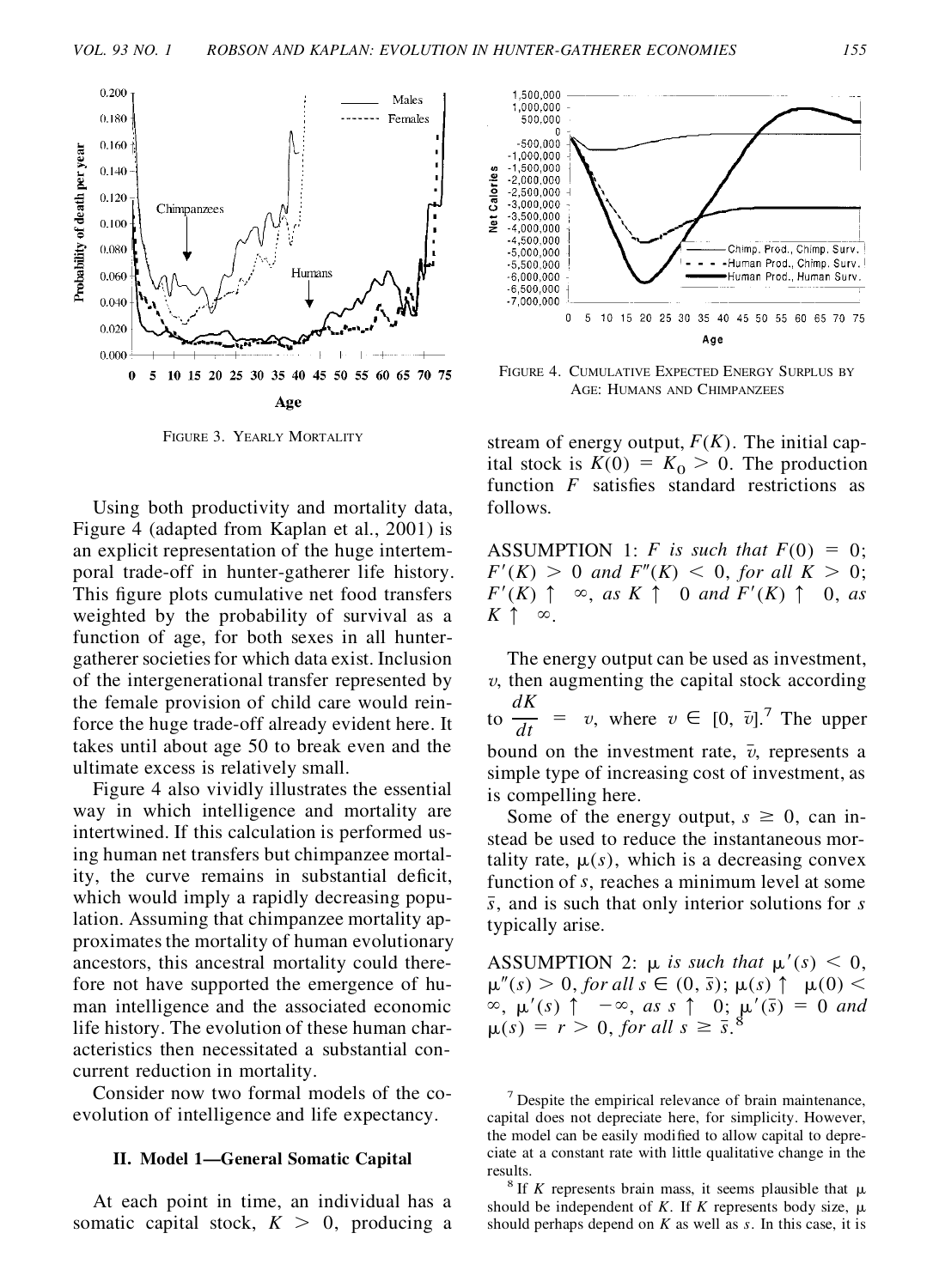FIGURE 3. YEARLY MORTALITY

Using both productivity and mortality data, Figure 4 (adapted from Kaplan et al., 2001) is an explicit representation of the huge intertemporal trade-off in hunter-gatherer life history. This figure plots cumulative net food transfers weighted by the probability of survival as a function of age, for both sexes in all hunter-gatherer societies for which data exist. Inclusion of the intergenerational transfer represented by the female provision of child care would reinforce the huge trade-off already evident here. It takes until about age 50 to break even and the ultimate excess is relatively small.

Figure 4 also vividly illustrates the essential way in which intelligence and mortality are intertwined. If this calculation is performed using human net transfers but chimpanzee mortality, the curve remains in substantial deficit, which would imply a rapidly decreasing population. Assuming that chimpanzee mortality approximates the mortality of human evolutionary ancestors, this ancestral mortality could therefore not have supported the emergence of human intelligence and the associated economic life history. The evolution of these human characteristics then necessitated a substantial concurrent reduction in mortality.

Consider now two formal models of the coevolution of intelligence and life expectancy.

## II. Model 1—General Somatic Capital

At each point in time, an individual has a somatic capital stock, $K > 0$, producing a

FIGURE 4. CUMULATIVE EXPECTED ENERGY SURPLUS BY AGE: HUMANS AND CHIMPANZEES

stream of energy output, $F(K)$. The initial capital stock is $K(0) = K_0 > 0$. The production function $F$ satisfies standard restrictions as follows.

ASSUMPTION 1: *$F$ is such that $F(0) = 0$; $F'(K) > 0$ and $F''(K) < 0$, for all $K > 0$; $F'(K) \uparrow \infty$, as $K \uparrow 0$ and $F'(K) \uparrow 0$, as $K \uparrow \infty$.*

The energy output can be used as investment, $v$, then augmenting the capital stock according to $\frac{dK}{dt} = v$, where $v \in [0, \bar{v}]$.[7] The upper bound on the investment rate, $\bar{v}$, represents a simple type of increasing cost of investment, as is compelling here.

Some of the energy output, $s \geq 0$, can instead be used to reduce the instantaneous mortality rate, $\mu(s)$, which is a decreasing convex function of $s$, reaches a minimum level at some $\bar{s}$, and is such that only interior solutions for $s$ typically arise.

ASSUMPTION 2: *$\mu$ is such that $\mu'(s) < 0$, $\mu''(s) > 0$, for all $s \in (0, \bar{s})$; $\mu(s) \uparrow \mu(0) < \infty$, $\mu'(s) \uparrow -\infty$, as $s \uparrow 0$; $\mu'(\bar{s}) = 0$ and $\mu(s) = r > 0$, for all $s \geq \bar{s}$.*[8]

[7] Despite the empirical relevance of brain maintenance, capital does not depreciate here, for simplicity. However, the model can be easily modified to allow capital to depreciate at a constant rate with little qualitative change in the results.

[8] If $K$ represents brain mass, it seems plausible that $\mu$ should be independent of $K$. If $K$ represents body size, $\mu$ should perhaps depend on $K$ as well as $s$. In this case, it is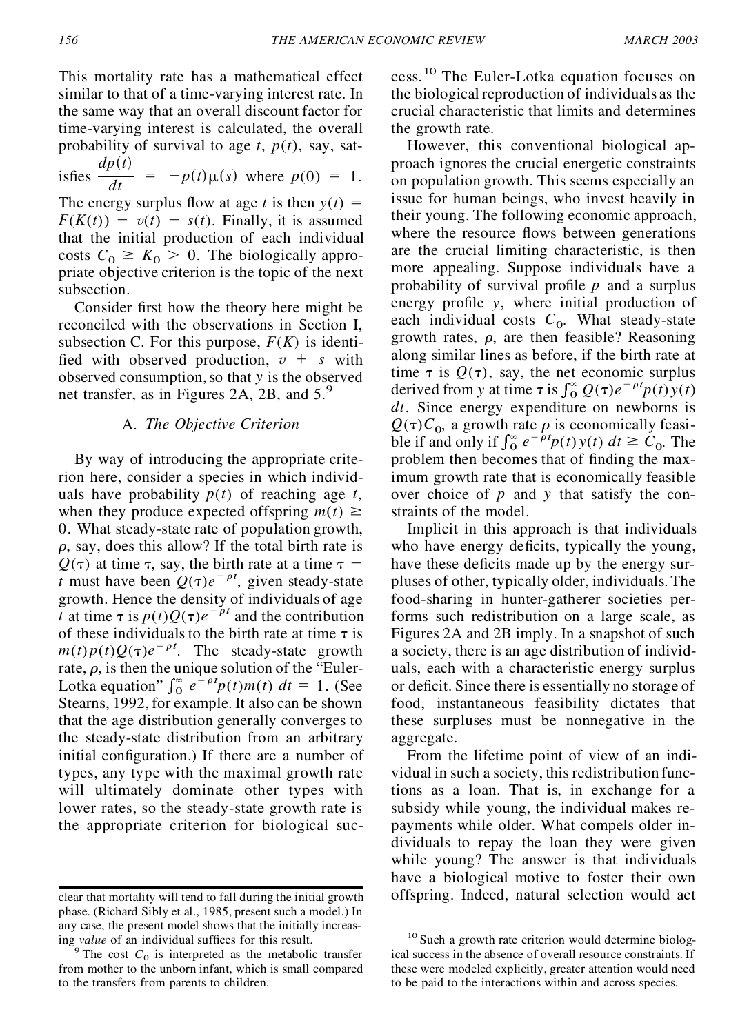This mortality rate has a mathematical effect similar to that of a time-varying interest rate. In the same way that an overall discount factor for time-varying interest is calculated, the overall probability of survival to age $t$, $p(t)$, say, satisfies $\frac{dp(t)}{dt} = -p(t)\mu(s)$ where $p(0) = 1$. The energy surplus flow at age $t$ is then $y(t) = F(K(t)) - v(t) - s(t)$. Finally, it is assumed that the initial production of each individual costs $C_0 \geq K_0 > 0$. The biologically appropriate objective criterion is the topic of the next subsection.

Consider first how the theory here might be reconciled with the observations in Section I, subsection C. For this purpose, $F(K)$ is identified with observed production, $v + s$ with observed consumption, so that $y$ is the observed net transfer, as in Figures 2A, 2B, and 5.[9]

### A. *The Objective Criterion*

By way of introducing the appropriate criterion here, consider a species in which individuals have probability $p(t)$ of reaching age $t$, when they produce expected offspring $m(t) \geq 0$. What steady-state rate of population growth, $\rho$, say, does this allow? If the total birth rate is $Q(\tau)$ at time $\tau$, say, the birth rate at a time $\tau - t$ must have been $Q(\tau)e^{-\rho t}$, given steady-state growth. Hence the density of individuals of age $t$ at time $\tau$ is $p(t)Q(\tau)e^{-\rho t}$ and the contribution of these individuals to the birth rate at time $\tau$ is $m(t)p(t)Q(\tau)e^{-\rho t}$. The steady-state growth rate, $\rho$, is then the unique solution of the "Euler-Lotka equation" $\int_0^\infty e^{-\rho t}p(t)m(t)\, dt = 1$. (See Stearns, 1992, for example. It also can be shown that the age distribution generally converges to the steady-state distribution from an arbitrary initial configuration.) If there are a number of types, any type with the maximal growth rate will ultimately dominate other types with lower rates, so the steady-state growth rate is the appropriate criterion for biological success.[10] The Euler-Lotka equation focuses on the biological reproduction of individuals as the crucial characteristic that limits and determines the growth rate.

However, this conventional biological approach ignores the crucial energetic constraints on population growth. This seems especially an issue for human beings, who invest heavily in their young. The following economic approach, where the resource flows between generations are the crucial limiting characteristic, is then more appealing. Suppose individuals have a probability of survival profile $p$ and a surplus energy profile $y$, where initial production of each individual costs $C_0$. What steady-state growth rates, $\rho$, are then feasible? Reasoning along similar lines as before, if the birth rate at time $\tau$ is $Q(\tau)$, say, the net economic surplus derived from $y$ at time $\tau$ is $\int_0^\infty Q(\tau)e^{-\rho t}p(t)y(t)\, dt$. Since energy expenditure on newborns is $Q(\tau)C_0$, a growth rate $\rho$ is economically feasible if and only if $\int_0^\infty e^{-\rho t}p(t)y(t)\, dt \geq C_0$. The problem then becomes that of finding the maximum growth rate that is economically feasible over choice of $p$ and $y$ that satisfy the constraints of the model.

Implicit in this approach is that individuals who have energy deficits, typically the young, have these deficits made up by the energy surpluses of other, typically older, individuals. The food-sharing in hunter-gatherer societies performs such redistribution on a large scale, as Figures 2A and 2B imply. In a snapshot of such a society, there is an age distribution of individuals, each with a characteristic energy surplus or deficit. Since there is essentially no storage of food, instantaneous feasibility dictates that these surpluses must be nonnegative in the aggregate.

From the lifetime point of view of an individual in such a society, this redistribution functions as a loan. That is, in exchange for a subsidy while young, the individual makes repayments while older. What compels older individuals to repay the loan they were given while young? The answer is that individuals have a biological motive to foster their own offspring. Indeed, natural selection would act

---

clear that mortality will tend to fall during the initial growth phase. (Richard Sibly et al., 1985, present such a model.) In any case, the present model shows that the initially increasing *value* of an individual suffices for this result.

[9] The cost $C_0$ is interpreted as the metabolic transfer from mother to the unborn infant, which is small compared to the transfers from parents to children.

[10] Such a growth rate criterion would determine biological success in the absence of overall resource constraints. If these were modeled explicitly, greater attention would need to be paid to the interactions within and across species.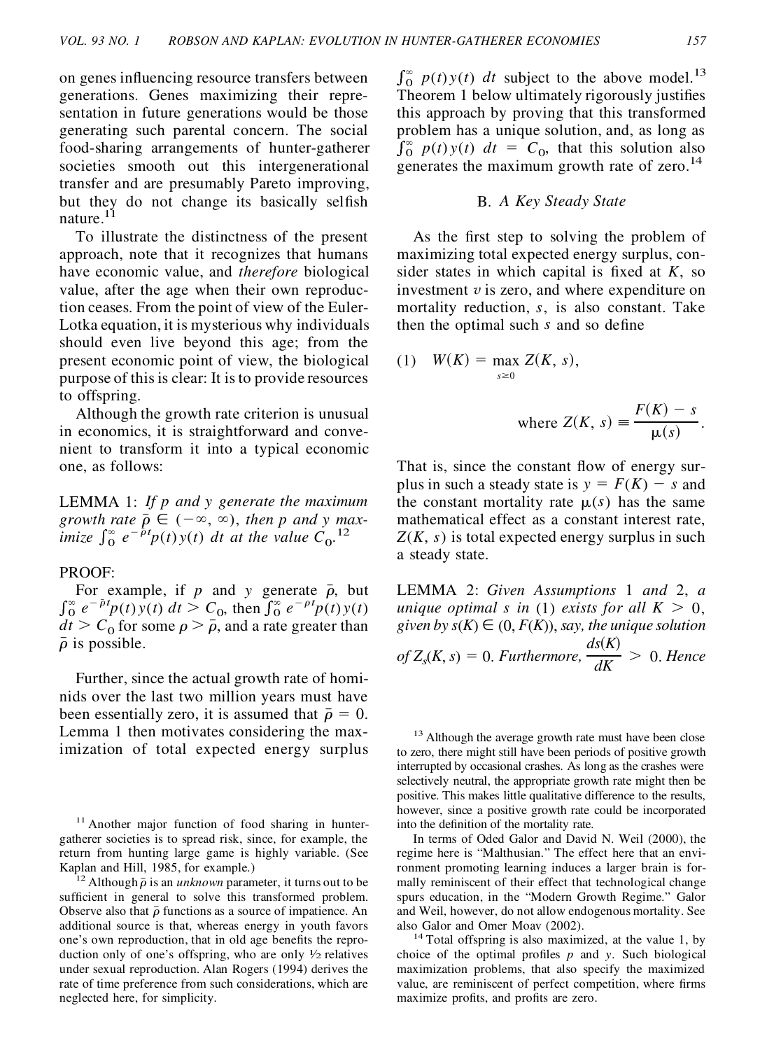on genes influencing resource transfers between generations. Genes maximizing their representation in future generations would be those generating such parental concern. The social food-sharing arrangements of hunter-gatherer societies smooth out this intergenerational transfer and are presumably Pareto improving, but they do not change its basically selfish nature.[11]

To illustrate the distinctness of the present approach, note that it recognizes that humans have economic value, and *therefore* biological value, after the age when their own reproduction ceases. From the point of view of the Euler-Lotka equation, it is mysterious why individuals should even live beyond this age; from the present economic point of view, the biological purpose of this is clear: It is to provide resources to offspring.

Although the growth rate criterion is unusual in economics, it is straightforward and convenient to transform it into a typical economic one, as follows:

LEMMA 1: *If $p$ and $y$ generate the maximum growth rate $\bar{\rho} \in (-\infty, \infty)$, then $p$ and $y$ maximize $\int_0^\infty e^{-\bar{\rho}t} p(t) y(t)\, dt$ at the value $C_0$.*[12]

PROOF:

For example, if $p$ and $y$ generate $\bar{\rho}$, but $\int_0^\infty e^{-\bar{\rho}t} p(t) y(t)\, dt > C_0$, then $\int_0^\infty e^{-\rho t} p(t) y(t)\, dt > C_0$ for some $\rho > \bar{\rho}$, and a rate greater than $\bar{\rho}$ is possible.

Further, since the actual growth rate of hominids over the last two million years must have been essentially zero, it is assumed that $\bar{\rho} = 0$. Lemma 1 then motivates considering the maximization of total expected energy surplus $\int_0^\infty p(t) y(t)\, dt$ subject to the above model.[13] Theorem 1 below ultimately rigorously justifies this approach by proving that this transformed problem has a unique solution, and, as long as $\int_0^\infty p(t) y(t)\, dt = C_0$, that this solution also generates the maximum growth rate of zero.[14]

## B. *A Key Steady State*

As the first step to solving the problem of maximizing total expected energy surplus, consider states in which capital is fixed at $K$, so investment $v$ is zero, and where expenditure on mortality reduction, $s$, is also constant. Take then the optimal such $s$ and so define

$$(1) \quad W(K) = \max_{s \geq 0} Z(K, s),$$

$$\text{where } Z(K, s) \equiv \frac{F(K) - s}{\mu(s)}.$$

That is, since the constant flow of energy surplus in such a steady state is $y = F(K) - s$ and the constant mortality rate $\mu(s)$ has the same mathematical effect as a constant interest rate, $Z(K, s)$ is total expected energy surplus in such a steady state.

LEMMA 2: *Given Assumptions* 1 *and* 2, *a unique optimal $s$ in* (1) *exists for all $K > 0$, given by $s(K) \in (0, F(K))$, say, the unique solution of $Z_s(K, s) = 0$. Furthermore, $\dfrac{ds(K)}{dK} > 0$. Hence*

[11] Another major function of food sharing in hunter-gatherer societies is to spread risk, since, for example, the return from hunting large game is highly variable. (See Kaplan and Hill, 1985, for example.)

[12] Although $\bar{\rho}$ is an *unknown* parameter, it turns out to be sufficient in general to solve this transformed problem. Observe also that $\bar{\rho}$ functions as a source of impatience. An additional source is that, whereas energy in youth favors one's own reproduction, that in old age benefits the reproduction only of one's offspring, who are only ½ relatives under sexual reproduction. Alan Rogers (1994) derives the rate of time preference from such considerations, which are neglected here, for simplicity.

[13] Although the average growth rate must have been close to zero, there might still have been periods of positive growth interrupted by occasional crashes. As long as the crashes were selectively neutral, the appropriate growth rate might then be positive. This makes little qualitative difference to the results, however, since a positive growth rate could be incorporated into the definition of the mortality rate.

In terms of Oded Galor and David N. Weil (2000), the regime here is "Malthusian." The effect here that an environment promoting learning induces a larger brain is formally reminiscent of their effect that technological change spurs education, in the "Modern Growth Regime." Galor and Weil, however, do not allow endogenous mortality. See also Galor and Omer Moav (2002).

[14] Total offspring is also maximized, at the value 1, by choice of the optimal profiles $p$ and $y$. Such biological maximization problems, that also specify the maximized value, are reminiscent of perfect competition, where firms maximize profits, and profits are zero.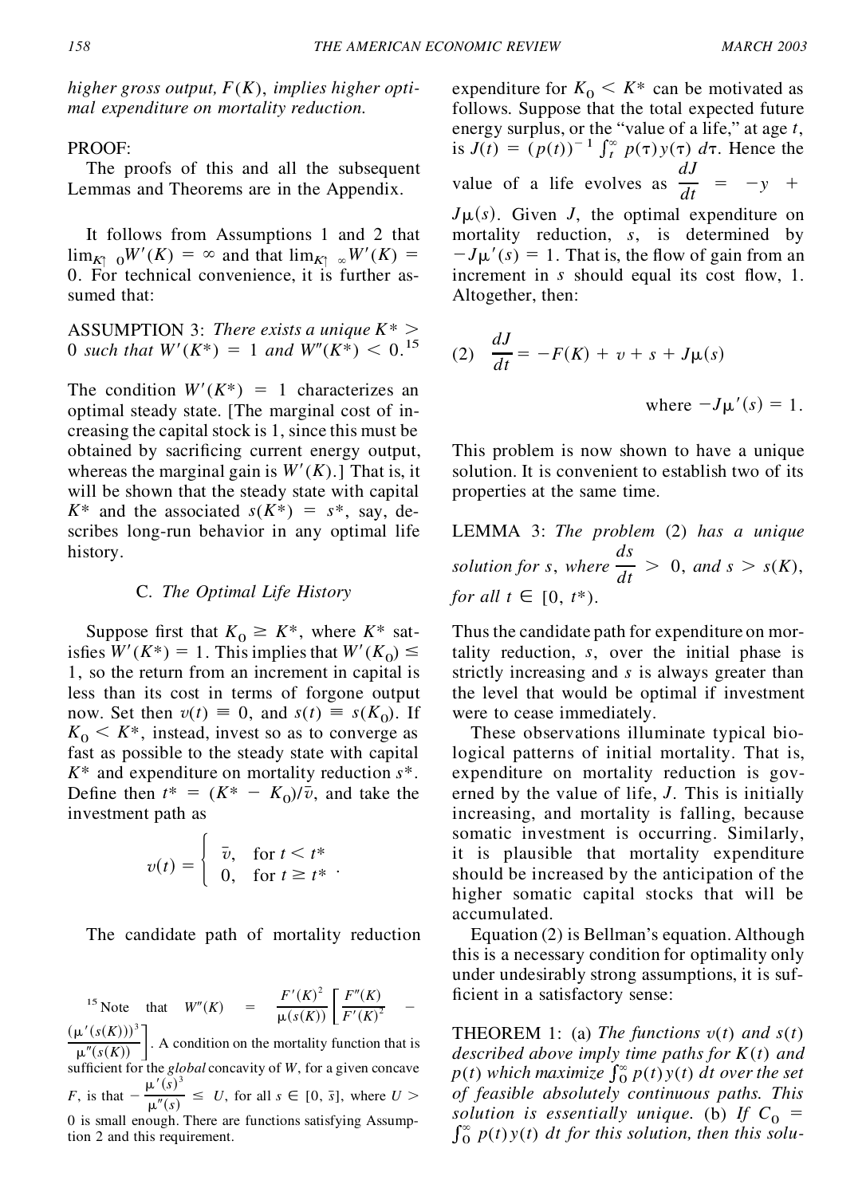*higher gross output, $F(K)$, implies higher optimal expenditure on mortality reduction.*

PROOF:

The proofs of this and all the subsequent Lemmas and Theorems are in the Appendix.

It follows from Assumptions 1 and 2 that $\lim_{K \uparrow 0} W'(K) = \infty$ and that $\lim_{K \uparrow \infty} W'(K) = 0$. For technical convenience, it is further assumed that:

ASSUMPTION 3: *There exists a unique $K^* > 0$ such that $W'(K^*) = 1$ and $W''(K^*) < 0$.*[15]

The condition $W'(K^*) = 1$ characterizes an optimal steady state. [The marginal cost of increasing the capital stock is 1, since this must be obtained by sacrificing current energy output, whereas the marginal gain is $W'(K)$.] That is, it will be shown that the steady state with capital $K^*$ and the associated $s(K^*) = s^*$, say, describes long-run behavior in any optimal life history.

### C. *The Optimal Life History*

Suppose first that $K_0 \geq K^*$, where $K^*$ satisfies $W'(K^*) = 1$. This implies that $W'(K_0) \leq 1$, so the return from an increment in capital is less than its cost in terms of forgone output now. Set then $v(t) \equiv 0$, and $s(t) \equiv s(K_0)$. If $K_0 < K^*$, instead, invest so as to converge as fast as possible to the steady state with capital $K^*$ and expenditure on mortality reduction $s^*$. Define then $t^* = (K^* - K_0)/\bar{v}$, and take the investment path as

$$v(t) = \begin{cases} \bar{v}, & \text{for } t < t^* \\ 0, & \text{for } t \geq t^* \end{cases}.$$

The candidate path of mortality reduction expenditure for $K_0 < K^*$ can be motivated as follows. Suppose that the total expected future energy surplus, or the "value of a life," at age $t$, is $J(t) = (p(t))^{-1} \int_t^\infty p(\tau) y(\tau)\, d\tau$. Hence the value of a life evolves as $\frac{dJ}{dt} = -y + J\mu(s)$. Given $J$, the optimal expenditure on mortality reduction, $s$, is determined by $-J\mu'(s) = 1$. That is, the flow of gain from an increment in $s$ should equal its cost flow, 1. Altogether, then:

$$(2) \quad \frac{dJ}{dt} = -F(K) + v + s + J\mu(s)$$

$$\text{where } -J\mu'(s) = 1.$$

This problem is now shown to have a unique solution. It is convenient to establish two of its properties at the same time.

LEMMA 3: *The problem (2) has a unique solution for $s$, where $\frac{ds}{dt} > 0$, and $s > s(K)$, for all $t \in [0, t^*)$.*

Thus the candidate path for expenditure on mortality reduction, $s$, over the initial phase is strictly increasing and $s$ is always greater than the level that would be optimal if investment were to cease immediately.

These observations illuminate typical biological patterns of initial mortality. That is, expenditure on mortality reduction is governed by the value of life, $J$. This is initially increasing, and mortality is falling, because somatic investment is occurring. Similarly, it is plausible that mortality expenditure should be increased by the anticipation of the higher somatic capital stocks that will be accumulated.

Equation (2) is Bellman's equation. Although this is a necessary condition for optimality only under undesirably strong assumptions, it is sufficient in a satisfactory sense:

THEOREM 1: (a) *The functions $v(t)$ and $s(t)$ described above imply time paths for $K(t)$ and $p(t)$ which maximize $\int_0^\infty p(t) y(t)\, dt$ over the set of feasible absolutely continuous paths. This solution is essentially unique.* (b) *If $C_0 = \int_0^\infty p(t) y(t)\, dt$ for this solution, then this solu-*

---

[15] Note that $W''(K) = \frac{F'(K)^2}{\mu(s(K))} \left[ \frac{F''(K)}{F'(K)^2} - \frac{(\mu'(s(K)))^3}{\mu''(s(K))} \right]$. A condition on the mortality function that is sufficient for the *global* concavity of $W$, for a given concave $F$, is that $-\frac{\mu'(s)^3}{\mu''(s)} \leq U$, for all $s \in [0, \bar{s}]$, where $U > 0$ is small enough. There are functions satisfying Assumption 2 and this requirement.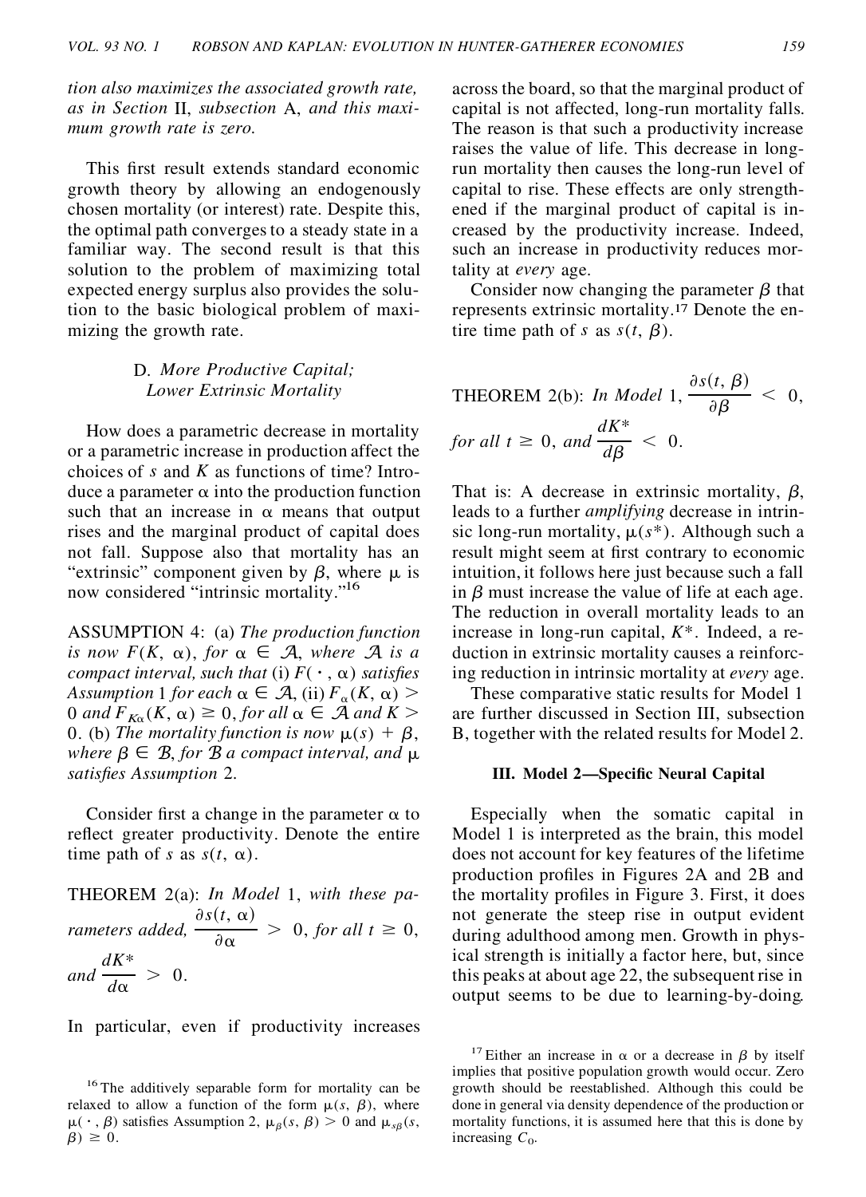*tion also maximizes the associated growth rate, as in Section* II, *subsection* A, *and this maximum growth rate is zero.*

This first result extends standard economic growth theory by allowing an endogenously chosen mortality (or interest) rate. Despite this, the optimal path converges to a steady state in a familiar way. The second result is that this solution to the problem of maximizing total expected energy surplus also provides the solution to the basic biological problem of maximizing the growth rate.

### D. *More Productive Capital; Lower Extrinsic Mortality*

How does a parametric decrease in mortality or a parametric increase in production affect the choices of $s$ and $K$ as functions of time? Introduce a parameter $\alpha$ into the production function such that an increase in $\alpha$ means that output rises and the marginal product of capital does not fall. Suppose also that mortality has an "extrinsic" component given by $\beta$, where $\mu$ is now considered "intrinsic mortality."[16]

ASSUMPTION 4: (a) *The production function is now* $F(K, \alpha)$, *for* $\alpha \in \mathcal{A}$, *where* $\mathcal{A}$ *is a compact interval, such that* (i) $F(\cdot, \alpha)$ *satisfies Assumption* 1 *for each* $\alpha \in \mathcal{A}$, (ii) $F_{\alpha}(K, \alpha) > 0$ *and* $F_{K\alpha}(K, \alpha) \geq 0$, *for all* $\alpha \in \mathcal{A}$ *and* $K > 0$. (b) *The mortality function is now* $\mu(s) + \beta$, *where* $\beta \in \mathcal{B}$, *for* $\mathcal{B}$ *a compact interval, and* $\mu$ *satisfies Assumption* 2.

Consider first a change in the parameter $\alpha$ to reflect greater productivity. Denote the entire time path of $s$ as $s(t, \alpha)$.

THEOREM 2(a): *In Model* 1, *with these parameters added,* $\dfrac{\partial s(t, \alpha)}{\partial \alpha} > 0$, *for all* $t \geq 0$, *and* $\dfrac{dK^*}{d\alpha} > 0$.

In particular, even if productivity increases across the board, so that the marginal product of capital is not affected, long-run mortality falls. The reason is that such a productivity increase raises the value of life. This decrease in long-run mortality then causes the long-run level of capital to rise. These effects are only strengthened if the marginal product of capital is increased by the productivity increase. Indeed, such an increase in productivity reduces mortality at *every* age.

Consider now changing the parameter $\beta$ that represents extrinsic mortality.[17] Denote the entire time path of $s$ as $s(t, \beta)$.

THEOREM 2(b): *In Model* 1, $\dfrac{\partial s(t, \beta)}{\partial \beta} < 0$, *for all* $t \geq 0$, *and* $\dfrac{dK^*}{d\beta} < 0$.

That is: A decrease in extrinsic mortality, $\beta$, leads to a further *amplifying* decrease in intrinsic long-run mortality, $\mu(s^*)$. Although such a result might seem at first contrary to economic intuition, it follows here just because such a fall in $\beta$ must increase the value of life at each age. The reduction in overall mortality leads to an increase in long-run capital, $K^*$. Indeed, a reduction in extrinsic mortality causes a reinforcing reduction in intrinsic mortality at *every* age.

These comparative static results for Model 1 are further discussed in Section III, subsection B, together with the related results for Model 2.

## III. Model 2—Specific Neural Capital

Especially when the somatic capital in Model 1 is interpreted as the brain, this model does not account for key features of the lifetime production profiles in Figures 2A and 2B and the mortality profiles in Figure 3. First, it does not generate the steep rise in output evident during adulthood among men. Growth in physical strength is initially a factor here, but, since this peaks at about age 22, the subsequent rise in output seems to be due to learning-by-doing.

---

[16] The additively separable form for mortality can be relaxed to allow a function of the form $\mu(s, \beta)$, where $\mu(\cdot, \beta)$ satisfies Assumption 2, $\mu_{\beta}(s, \beta) > 0$ and $\mu_{s\beta}(s, \beta) \geq 0$.

[17] Either an increase in $\alpha$ or a decrease in $\beta$ by itself implies that positive population growth would occur. Zero growth should be reestablished. Although this could be done in general via density dependence of the production or mortality functions, it is assumed here that this is done by increasing $C_0$.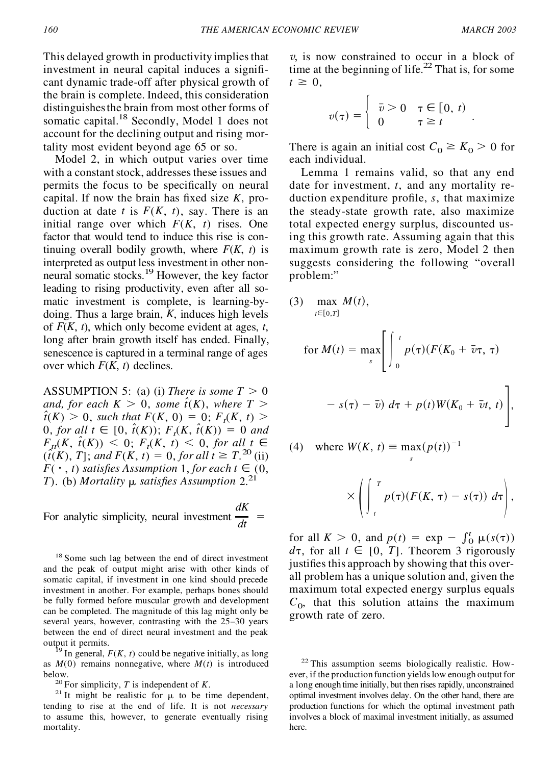This delayed growth in productivity implies that investment in neural capital induces a significant dynamic trade-off after physical growth of the brain is complete. Indeed, this consideration distinguishes the brain from most other forms of somatic capital.[18] Secondly, Model 1 does not account for the declining output and rising mortality most evident beyond age 65 or so.

Model 2, in which output varies over time with a constant stock, addresses these issues and permits the focus to be specifically on neural capital. If now the brain has fixed size $K$, production at date $t$ is $F(K, t)$, say. There is an initial range over which $F(K, t)$ rises. One factor that would tend to induce this rise is continuing overall bodily growth, where $F(K, t)$ is interpreted as output less investment in other non-neural somatic stocks.[19] However, the key factor leading to rising productivity, even after all somatic investment is complete, is learning-by-doing. Thus a large brain, $K$, induces high levels of $F(K, t)$, which only become evident at ages, $t$, long after brain growth itself has ended. Finally, senescence is captured in a terminal range of ages over which $F(K, t)$ declines.

ASSUMPTION 5: (a) (i) *There is some* $T > 0$ *and, for each* $K > 0$, *some* $\hat{t}(K)$, *where* $T > \hat{t}(K) > 0$, *such that* $F(K, 0) = 0$; $F_t(K, t) > 0$, *for all* $t \in [0, \hat{t}(K))$; $F_t(K, \hat{t}(K)) = 0$ *and* $F_{tt}(K, \hat{t}(K)) < 0$; $F_t(K, t) < 0$, *for all* $t \in (\hat{t}(K), T]$; *and* $F(K, t) = 0$, *for all* $t \geq T$.[20] (ii) $F(\cdot, t)$ *satisfies Assumption* 1, *for each* $t \in (0, T)$. (b) *Mortality* $\mu$ *satisfies Assumption* 2.[21]

For analytic simplicity, neural investment $\dfrac{dK}{dt} = v$, is now constrained to occur in a block of time at the beginning of life.[22] That is, for some $t \geq 0$,

$$v(\tau) = \begin{cases} \bar{v} > 0 & \tau \in [0, t) \\ 0 & \tau \geq t \end{cases}.$$

There is again an initial cost $C_0 \geq K_0 > 0$ for each individual.

Lemma 1 remains valid, so that any end date for investment, $t$, and any mortality reduction expenditure profile, $s$, that maximize the steady-state growth rate, also maximize total expected energy surplus, discounted using this growth rate. Assuming again that this maximum growth rate is zero, Model 2 then suggests considering the following "overall problem:"

$$(3) \quad \max_{t \in [0, T]} M(t),$$

$$\text{for } M(t) = \max_{s} \left[ \int_0^t p(\tau)(F(K_0 + \bar{v}\tau, \tau) - s(\tau) - \bar{v})\, d\tau + p(t) W(K_0 + \bar{v}t, t) \right],$$

$$(4) \quad \text{where } W(K, t) \equiv \max_{s} (p(t))^{-1} \times \left( \int_t^T p(\tau)(F(K, \tau) - s(\tau))\, d\tau \right),$$

for all $K > 0$, and $p(t) = \exp - \int_0^t \mu(s(\tau))\, d\tau$, for all $t \in [0, T]$. Theorem 3 rigorously justifies this approach by showing that this overall problem has a unique solution and, given the maximum total expected energy surplus equals $C_0$, that this solution attains the maximum growth rate of zero.

[18] Some such lag between the end of direct investment and the peak of output might arise with other kinds of somatic capital, if investment in one kind should precede investment in another. For example, perhaps bones should be fully formed before muscular growth and development can be completed. The magnitude of this lag might only be several years, however, contrasting with the 25–30 years between the end of direct neural investment and the peak output it permits.

[19] In general, $F(K, t)$ could be negative initially, as long as $M(0)$ remains nonnegative, where $M(t)$ is introduced below.

[20] For simplicity, $T$ is independent of $K$.

[21] It might be realistic for $\mu$ to be time dependent, tending to rise at the end of life. It is not *necessary* to assume this, however, to generate eventually rising mortality.

[22] This assumption seems biologically realistic. However, if the production function yields low enough output for a long enough time initially, but then rises rapidly, unconstrained optimal investment involves delay. On the other hand, there are production functions for which the optimal investment path involves a block of maximal investment initially, as assumed here.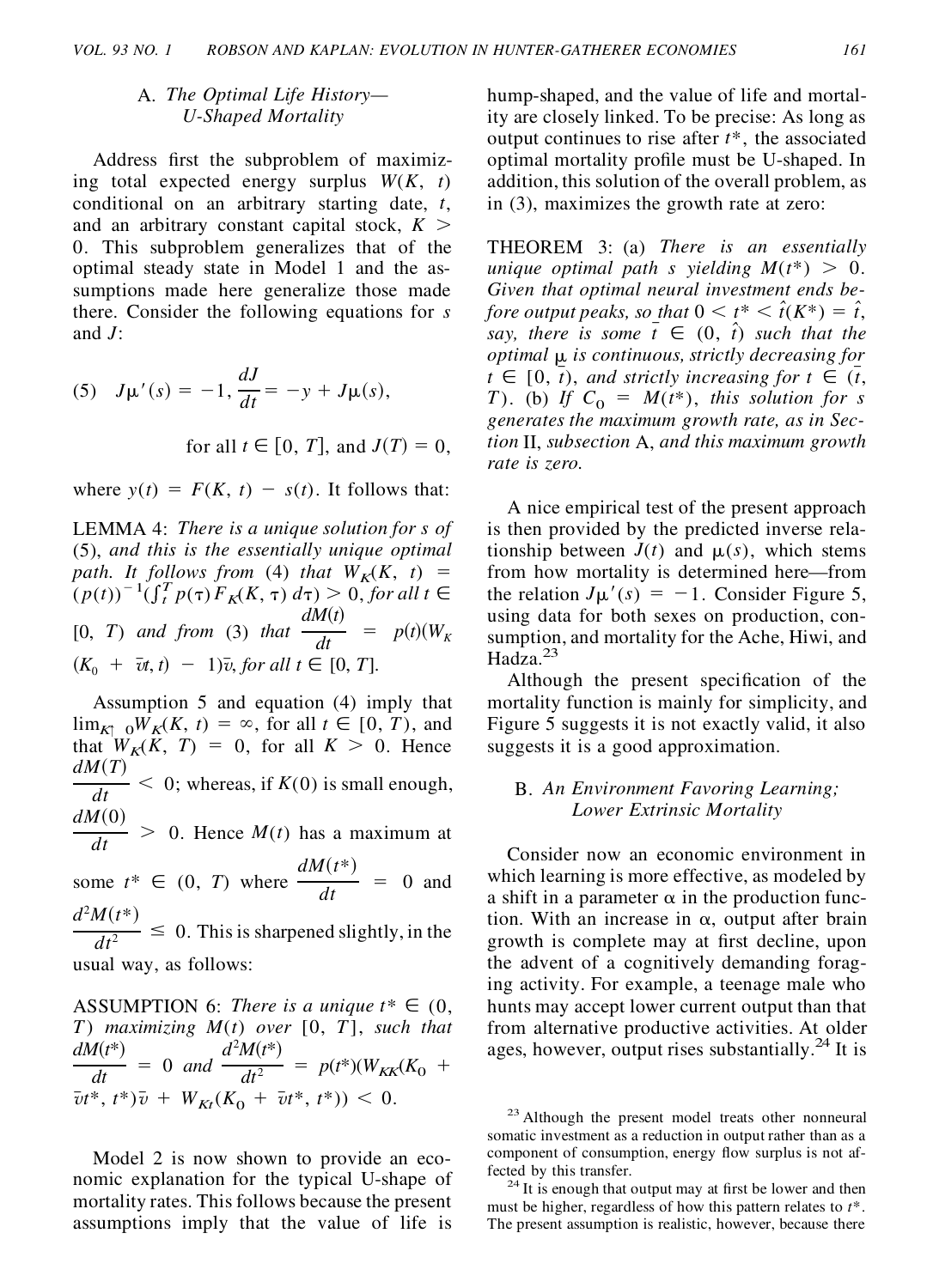### A. *The Optimal Life History—U-Shaped Mortality*

Address first the subproblem of maximizing total expected energy surplus $W(K, t)$ conditional on an arbitrary starting date, $t$, and an arbitrary constant capital stock, $K > 0$. This subproblem generalizes that of the optimal steady state in Model 1 and the assumptions made here generalize those made there. Consider the following equations for $s$ and $J$:

$$(5) \quad J\mu'(s) = -1, \frac{dJ}{dt} = -y + J\mu(s),$$

$$\text{for all } t \in [0, T], \text{ and } J(T) = 0,$$

where $y(t) = F(K, t) - s(t)$. It follows that:

LEMMA 4: *There is a unique solution for s of* (5), *and this is the essentially unique optimal path. It follows from* (4) *that* $W_K(K, t) = (p(t))^{-1}(\int_t^T p(\tau) F_K(K, \tau)\, d\tau) > 0$, *for all* $t \in [0, T)$ *and from* (3) *that* $\frac{dM(t)}{dt} = p(t)(W_K(K_0 + \bar{v}t, t) - 1)\bar{v}$, *for all* $t \in [0, T]$.

Assumption 5 and equation (4) imply that $\lim_{K\uparrow 0} W_K(K, t) = \infty$, for all $t \in [0, T)$, and that $W_K(K, T) = 0$, for all $K > 0$. Hence $\frac{dM(T)}{dt} < 0$; whereas, if $K(0)$ is small enough, $\frac{dM(0)}{dt} > 0$. Hence $M(t)$ has a maximum at some $t^* \in (0, T)$ where $\frac{dM(t^*)}{dt} = 0$ and $\frac{d^2M(t^*)}{dt^2} \leq 0$. This is sharpened slightly, in the usual way, as follows:

ASSUMPTION 6: *There is a unique* $t^* \in (0, T)$ *maximizing* $M(t)$ *over* $[0, T]$, *such that* $\frac{dM(t^*)}{dt} = 0$ *and* $\frac{d^2M(t^*)}{dt^2} = p(t^*)(W_{KK}(K_0 + \bar{v}t^*, t^*)\bar{v} + W_{Kt}(K_0 + \bar{v}t^*, t^*)) < 0$.

Model 2 is now shown to provide an economic explanation for the typical U-shape of mortality rates. This follows because the present assumptions imply that the value of life is hump-shaped, and the value of life and mortality are closely linked. To be precise: As long as output continues to rise after $t^*$, the associated optimal mortality profile must be U-shaped. In addition, this solution of the overall problem, as in (3), maximizes the growth rate at zero:

THEOREM 3: (a) *There is an essentially unique optimal path s yielding* $M(t^*) > 0$. *Given that optimal neural investment ends before output peaks, so that* $0 < t^* < \hat{t}(K^*) = \hat{t}$, *say, there is some* $\bar{t} \in (0, \hat{t})$ *such that the optimal* $\mu$ *is continuous, strictly decreasing for* $t \in [0, \bar{t})$, *and strictly increasing for* $t \in (\bar{t}, T)$. (b) *If* $C_0 = M(t^*)$, *this solution for s generates the maximum growth rate, as in Section* II, *subsection* A, *and this maximum growth rate is zero.*

A nice empirical test of the present approach is then provided by the predicted inverse relationship between $J(t)$ and $\mu(s)$, which stems from how mortality is determined here—from the relation $J\mu'(s) = -1$. Consider Figure 5, using data for both sexes on production, consumption, and mortality for the Ache, Hiwi, and Hadza.[23]

Although the present specification of the mortality function is mainly for simplicity, and Figure 5 suggests it is not exactly valid, it also suggests it is a good approximation.

### B. *An Environment Favoring Learning; Lower Extrinsic Mortality*

Consider now an economic environment in which learning is more effective, as modeled by a shift in a parameter $\alpha$ in the production function. With an increase in $\alpha$, output after brain growth is complete may at first decline, upon the advent of a cognitively demanding foraging activity. For example, a teenage male who hunts may accept lower current output than that from alternative productive activities. At older ages, however, output rises substantially.[24] It is

---

[23] Although the present model treats other nonneural somatic investment as a reduction in output rather than as a component of consumption, energy flow surplus is not affected by this transfer.

[24] It is enough that output may at first be lower and then must be higher, regardless of how this pattern relates to $t^*$. The present assumption is realistic, however, because there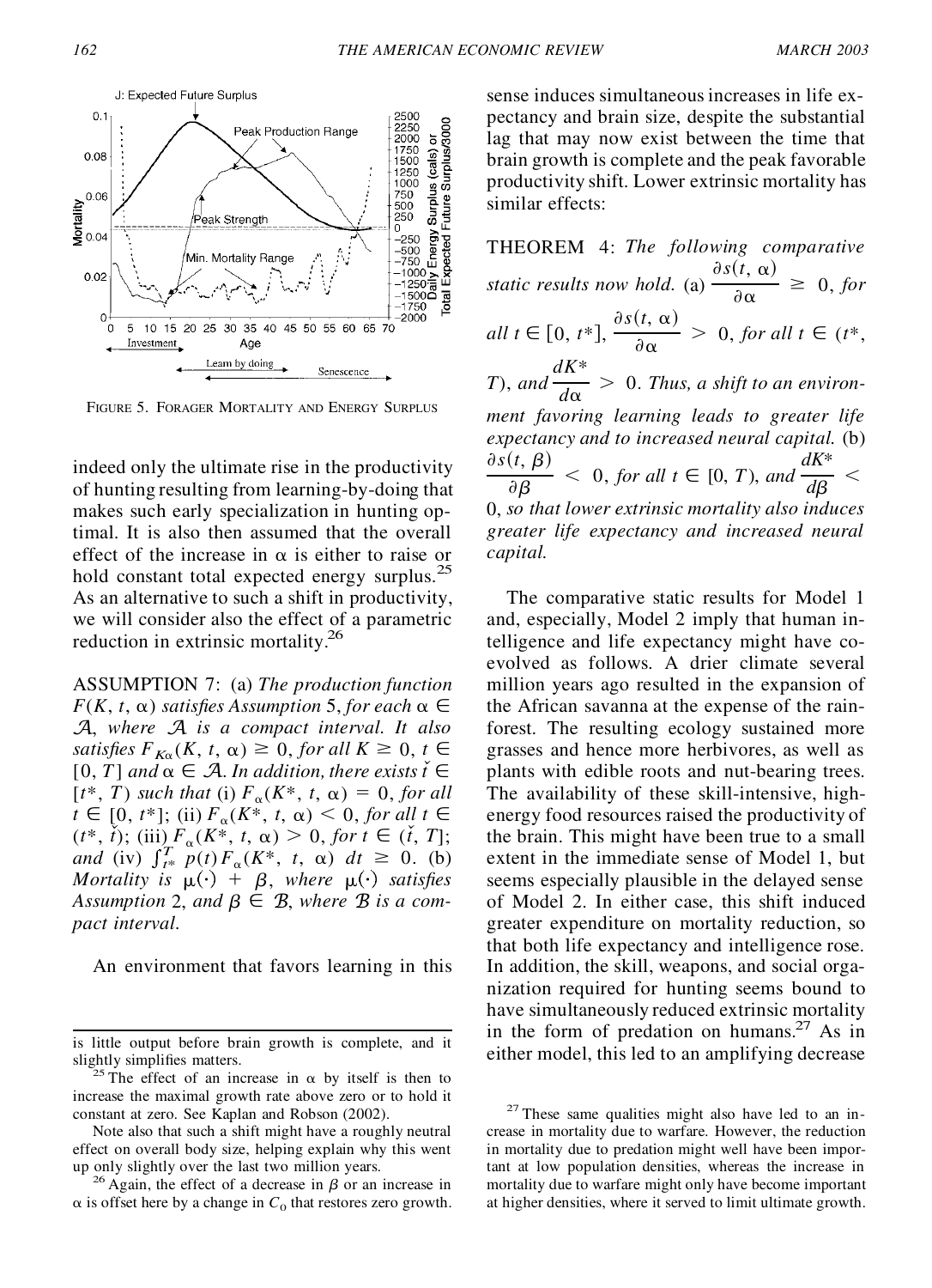FIGURE 5. FORAGER MORTALITY AND ENERGY SURPLUS

indeed only the ultimate rise in the productivity of hunting resulting from learning-by-doing that makes such early specialization in hunting optimal. It is also then assumed that the overall effect of the increase in $\alpha$ is either to raise or hold constant total expected energy surplus.[25] As an alternative to such a shift in productivity, we will consider also the effect of a parametric reduction in extrinsic mortality.[26]

ASSUMPTION 7: (a) *The production function* $F(K, t, \alpha)$ *satisfies Assumption* 5, *for each* $\alpha \in \mathcal{A}$, *where* $\mathcal{A}$ *is a compact interval. It also satisfies* $F_{K\alpha}(K, t, \alpha) \geq 0$, *for all* $K \geq 0$, $t \in [0, T]$ *and* $\alpha \in \mathcal{A}$. *In addition, there exists* $\check{t} \in [t^*, T)$ *such that* (i) $F_\alpha(K^*, t, \alpha) = 0$, *for all* $t \in [0, t^*]$; (ii) $F_\alpha(K^*, t, \alpha) < 0$, *for all* $t \in (t^*, \check{t})$; (iii) $F_\alpha(K^*, t, \alpha) > 0$, *for* $t \in (\check{t}, T]$; *and* (iv) $\int_{t^*}^{T} p(t) F_\alpha(K^*, t, \alpha)\, dt \geq 0$. (b) *Mortality is* $\mu(\cdot) + \beta$, *where* $\mu(\cdot)$ *satisfies Assumption* 2, *and* $\beta \in \mathcal{B}$, *where* $\mathcal{B}$ *is a compact interval.*

An environment that favors learning in this sense induces simultaneous increases in life expectancy and brain size, despite the substantial lag that may now exist between the time that brain growth is complete and the peak favorable productivity shift. Lower extrinsic mortality has similar effects:

THEOREM 4: *The following comparative static results now hold.* (a) $\dfrac{\partial s(t, \alpha)}{\partial \alpha} \geq 0$, *for all* $t \in [0, t^*]$, $\dfrac{\partial s(t, \alpha)}{\partial \alpha} > 0$, *for all* $t \in (t^*, T)$, *and* $\dfrac{dK^*}{d\alpha} > 0$. *Thus, a shift to an environment favoring learning leads to greater life expectancy and to increased neural capital.* (b) $\dfrac{\partial s(t, \beta)}{\partial \beta} < 0$, *for all* $t \in [0, T)$, *and* $\dfrac{dK^*}{d\beta} < 0$, *so that lower extrinsic mortality also induces greater life expectancy and increased neural capital.*

The comparative static results for Model 1 and, especially, Model 2 imply that human intelligence and life expectancy might have coevolved as follows. A drier climate several million years ago resulted in the expansion of the African savanna at the expense of the rainforest. The resulting ecology sustained more grasses and hence more herbivores, as well as plants with edible roots and nut-bearing trees. The availability of these skill-intensive, high-energy food resources raised the productivity of the brain. This might have been true to a small extent in the immediate sense of Model 1, but seems especially plausible in the delayed sense of Model 2. In either case, this shift induced greater expenditure on mortality reduction, so that both life expectancy and intelligence rose. In addition, the skill, weapons, and social organization required for hunting seems bound to have simultaneously reduced extrinsic mortality in the form of predation on humans.[27] As in either model, this led to an amplifying decrease

---

is little output before brain growth is complete, and it slightly simplifies matters.

[25] The effect of an increase in $\alpha$ by itself is then to increase the maximal growth rate above zero or to hold it constant at zero. See Kaplan and Robson (2002).

Note also that such a shift might have a roughly neutral effect on overall body size, helping explain why this went up only slightly over the last two million years.

[26] Again, the effect of a decrease in $\beta$ or an increase in $\alpha$ is offset here by a change in $C_0$ that restores zero growth.

[27] These same qualities might also have led to an increase in mortality due to warfare. However, the reduction in mortality due to predation might well have been important at low population densities, whereas the increase in mortality due to warfare might only have become important at higher densities, where it served to limit ultimate growth.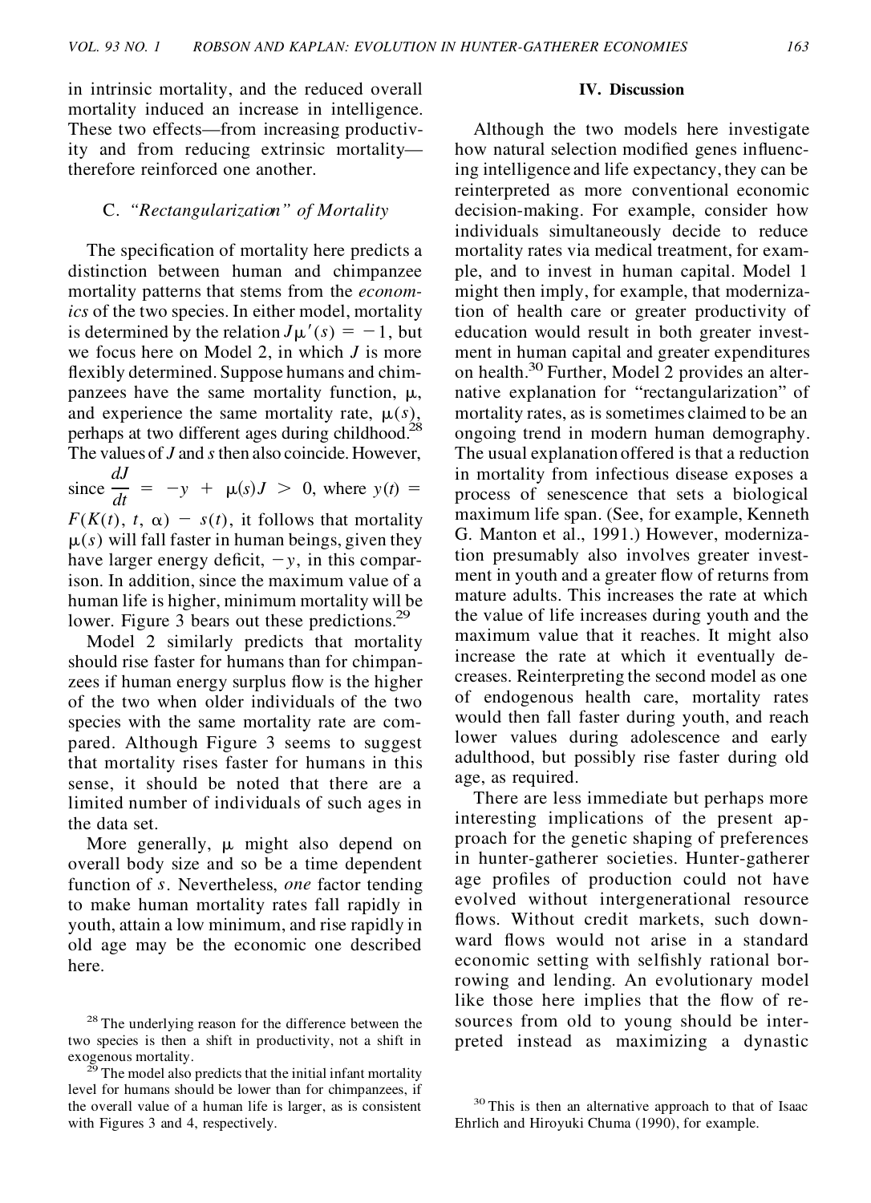in intrinsic mortality, and the reduced overall mortality induced an increase in intelligence. These two effects—from increasing productivity and from reducing extrinsic mortality—therefore reinforced one another.

### C. *"Rectangularization" of Mortality*

The specification of mortality here predicts a distinction between human and chimpanzee mortality patterns that stems from the *economics* of the two species. In either model, mortality is determined by the relation $J\mu'(s) = -1$, but we focus here on Model 2, in which $J$ is more flexibly determined. Suppose humans and chimpanzees have the same mortality function, $\mu$, and experience the same mortality rate, $\mu(s)$, perhaps at two different ages during childhood.[28] The values of $J$ and $s$ then also coincide. However, since $\frac{dJ}{dt} = -y + \mu(s)J > 0$, where $y(t) = F(K(t), t, \alpha) - s(t)$, it follows that mortality $\mu(s)$ will fall faster in human beings, given they have larger energy deficit, $-y$, in this comparison. In addition, since the maximum value of a human life is higher, minimum mortality will be lower. Figure 3 bears out these predictions.[29]

Model 2 similarly predicts that mortality should rise faster for humans than for chimpanzees if human energy surplus flow is the higher of the two when older individuals of the two species with the same mortality rate are compared. Although Figure 3 seems to suggest that mortality rises faster for humans in this sense, it should be noted that there are a limited number of individuals of such ages in the data set.

More generally, $\mu$ might also depend on overall body size and so be a time dependent function of $s$. Nevertheless, *one* factor tending to make human mortality rates fall rapidly in youth, attain a low minimum, and rise rapidly in old age may be the economic one described here.

[28] The underlying reason for the difference between the two species is then a shift in productivity, not a shift in exogenous mortality.

[29] The model also predicts that the initial infant mortality level for humans should be lower than for chimpanzees, if the overall value of a human life is larger, as is consistent with Figures 3 and 4, respectively.

## IV. Discussion

Although the two models here investigate how natural selection modified genes influencing intelligence and life expectancy, they can be reinterpreted as more conventional economic decision-making. For example, consider how individuals simultaneously decide to reduce mortality rates via medical treatment, for example, and to invest in human capital. Model 1 might then imply, for example, that modernization of health care or greater productivity of education would result in both greater investment in human capital and greater expenditures on health.[30] Further, Model 2 provides an alternative explanation for "rectangularization" of mortality rates, as is sometimes claimed to be an ongoing trend in modern human demography. The usual explanation offered is that a reduction in mortality from infectious disease exposes a process of senescence that sets a biological maximum life span. (See, for example, Kenneth G. Manton et al., 1991.) However, modernization presumably also involves greater investment in youth and a greater flow of returns from mature adults. This increases the rate at which the value of life increases during youth and the maximum value that it reaches. It might also increase the rate at which it eventually decreases. Reinterpreting the second model as one of endogenous health care, mortality rates would then fall faster during youth, and reach lower values during adolescence and early adulthood, but possibly rise faster during old age, as required.

There are less immediate but perhaps more interesting implications of the present approach for the genetic shaping of preferences in hunter-gatherer societies. Hunter-gatherer age profiles of production could not have evolved without intergenerational resource flows. Without credit markets, such downward flows would not arise in a standard economic setting with selfishly rational borrowing and lending. An evolutionary model like those here implies that the flow of resources from old to young should be interpreted instead as maximizing a dynastic

[30] This is then an alternative approach to that of Isaac Ehrlich and Hiroyuki Chuma (1990), for example.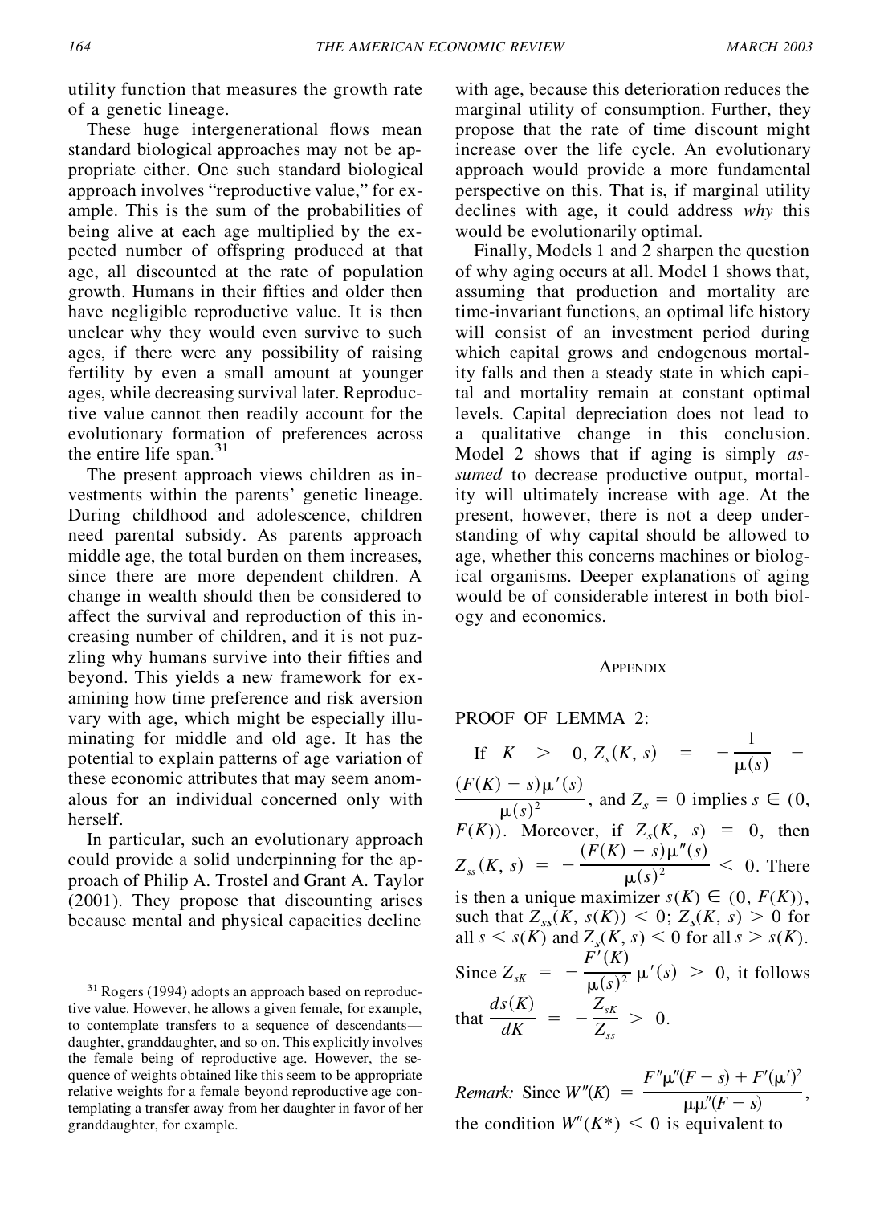utility function that measures the growth rate of a genetic lineage.

These huge intergenerational flows mean standard biological approaches may not be appropriate either. One such standard biological approach involves "reproductive value," for example. This is the sum of the probabilities of being alive at each age multiplied by the expected number of offspring produced at that age, all discounted at the rate of population growth. Humans in their fifties and older then have negligible reproductive value. It is then unclear why they would even survive to such ages, if there were any possibility of raising fertility by even a small amount at younger ages, while decreasing survival later. Reproductive value cannot then readily account for the evolutionary formation of preferences across the entire life span.[31]

The present approach views children as investments within the parents' genetic lineage. During childhood and adolescence, children need parental subsidy. As parents approach middle age, the total burden on them increases, since there are more dependent children. A change in wealth should then be considered to affect the survival and reproduction of this increasing number of children, and it is not puzzling why humans survive into their fifties and beyond. This yields a new framework for examining how time preference and risk aversion vary with age, which might be especially illuminating for middle and old age. It has the potential to explain patterns of age variation of these economic attributes that may seem anomalous for an individual concerned only with herself.

In particular, such an evolutionary approach could provide a solid underpinning for the approach of Philip A. Trostel and Grant A. Taylor (2001). They propose that discounting arises because mental and physical capacities decline with age, because this deterioration reduces the marginal utility of consumption. Further, they propose that the rate of time discount might increase over the life cycle. An evolutionary approach would provide a more fundamental perspective on this. That is, if marginal utility declines with age, it could address *why* this would be evolutionarily optimal.

Finally, Models 1 and 2 sharpen the question of why aging occurs at all. Model 1 shows that, assuming that production and mortality are time-invariant functions, an optimal life history will consist of an investment period during which capital grows and endogenous mortality falls and then a steady state in which capital and mortality remain at constant optimal levels. Capital depreciation does not lead to a qualitative change in this conclusion. Model 2 shows that if aging is simply *assumed* to decrease productive output, mortality will ultimately increase with age. At the present, however, there is not a deep understanding of why capital should be allowed to age, whether this concerns machines or biological organisms. Deeper explanations of aging would be of considerable interest in both biology and economics.

[31] Rogers (1994) adopts an approach based on reproductive value. However, he allows a given female, for example, to contemplate transfers to a sequence of descendants—daughter, granddaughter, and so on. This explicitly involves the female being of reproductive age. However, the sequence of weights obtained like this seem to be appropriate relative weights for a female beyond reproductive age contemplating a transfer away from her daughter in favor of her granddaughter, for example.

## APPENDIX

PROOF OF LEMMA 2:

If $K > 0$, $Z_s(K, s) = -\frac{1}{\mu(s)} - \frac{(F(K) - s)\mu'(s)}{\mu(s)^2}$, and $Z_s = 0$ implies $s \in (0, F(K))$. Moreover, if $Z_s(K, s) = 0$, then $Z_{ss}(K, s) = -\frac{(F(K) - s)\mu''(s)}{\mu(s)^2} < 0$. There is then a unique maximizer $s(K) \in (0, F(K))$, such that $Z_{ss}(K, s(K)) < 0$; $Z_s(K, s) > 0$ for all $s < s(K)$ and $Z_s(K, s) < 0$ for all $s > s(K)$. Since $Z_{sK} = -\frac{F'(K)}{\mu(s)^2}\mu'(s) > 0$, it follows that $\frac{ds(K)}{dK} = -\frac{Z_{sK}}{Z_{ss}} > 0$.

*Remark:* Since $W''(K) = \frac{F''\mu''(F - s) + F'(\mu')^2}{\mu\mu''(F - s)}$, the condition $W''(K^*) < 0$ is equivalent to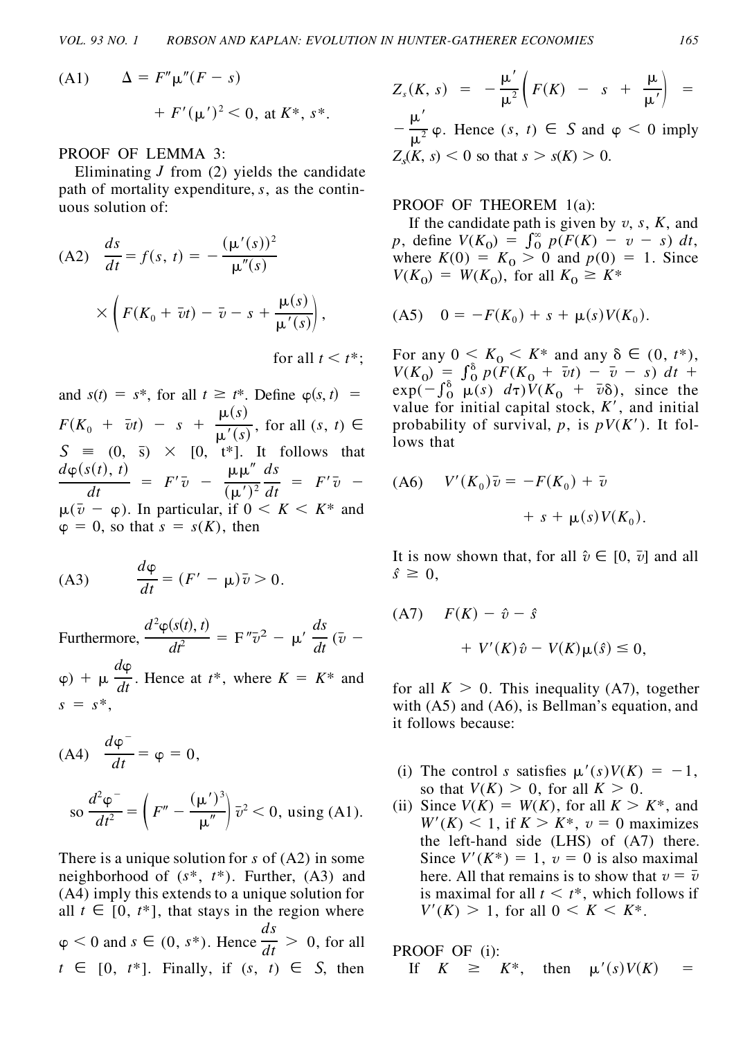$$\text{(A1)} \qquad \Delta = F''\mu''(F - s) + F'(\mu')^2 < 0, \text{ at } K^*, s^*.$$

PROOF OF LEMMA 3:

Eliminating $J$ from (2) yields the candidate path of mortality expenditure, $s$, as the continuous solution of:

$$\text{(A2)} \quad \frac{ds}{dt} = f(s, t) = -\frac{(\mu'(s))^2}{\mu''(s)} \times \left( F(K_0 + \bar{v}t) - \bar{v} - s + \frac{\mu(s)}{\mu'(s)} \right),$$

for all $t < t^*$;

and $s(t) = s^*$, for all $t \geq t^*$. Define $\varphi(s, t) = F(K_0 + \bar{v}t) - s + \frac{\mu(s)}{\mu'(s)}$, for all $(s, t) \in S \equiv (0, \bar{s}) \times [0, t^*]$. It follows that $\frac{d\varphi(s(t), t)}{dt} = F'\bar{v} - \frac{\mu\mu''}{(\mu')^2}\frac{ds}{dt} = F'\bar{v} - \mu(\bar{v} - \varphi)$. In particular, if $0 < K < K^*$ and $\varphi = 0$, so that $s = s(K)$, then

$$\text{(A3)} \qquad \frac{d\varphi}{dt} = (F' - \mu)\bar{v} > 0.$$

Furthermore, $\frac{d^2\varphi(s(t), t)}{dt^2} = F''\bar{v}^2 - \mu'\frac{ds}{dt}(\bar{v} - \varphi) + \mu\frac{d\varphi}{dt}$. Hence at $t^*$, where $K = K^*$ and $s = s^*$,

$$\text{(A4)} \quad \frac{d\varphi^-}{dt} = \varphi = 0,$$

$$\text{so } \frac{d^2\varphi^-}{dt^2} = \left( F'' - \frac{(\mu')^3}{\mu''} \right)\bar{v}^2 < 0, \text{ using (A1).}$$

There is a unique solution for $s$ of (A2) in some neighborhood of $(s^*, t^*)$. Further, (A3) and (A4) imply this extends to a unique solution for all $t \in [0, t^*]$, that stays in the region where $\varphi < 0$ and $s \in (0, s^*)$. Hence $\frac{ds}{dt} > 0$, for all $t \in [0, t^*]$. Finally, if $(s, t) \in S$, then $Z_s(K, s) = -\frac{\mu'}{\mu^2}\left( F(K) - s + \frac{\mu}{\mu'} \right) = -\frac{\mu'}{\mu^2}\varphi$. Hence $(s, t) \in S$ and $\varphi < 0$ imply $Z_s(K, s) < 0$ so that $s > s(K) > 0$.

PROOF OF THEOREM 1(a):

If the candidate path is given by $v$, $s$, $K$, and $p$, define $V(K_0) = \int_0^\infty p(F(K) - v - s)\, dt$, where $K(0) = K_0 > 0$ and $p(0) = 1$. Since $V(K_0) = W(K_0)$, for all $K_0 \geq K^*$

$$\text{(A5)} \quad 0 = -F(K_0) + s + \mu(s)V(K_0).$$

For any $0 < K_0 < K^*$ and any $\delta \in (0, t^*)$, $V(K_0) = \int_0^\delta p(F(K_0 + \bar{v}t) - \bar{v} - s)\, dt + \exp(-\int_0^\delta \mu(s)\, d\tau)V(K_0 + \bar{v}\delta)$, since the value for initial capital stock, $K'$, and initial probability of survival, $p$, is $pV(K')$. It follows that

$$\text{(A6)} \quad V'(K_0)\bar{v} = -F(K_0) + \bar{v} + s + \mu(s)V(K_0).$$

It is now shown that, for all $\hat{v} \in [0, \bar{v}]$ and all $\hat{s} \geq 0$,

$$\text{(A7)} \quad F(K) - \hat{v} - \hat{s} + V'(K)\hat{v} - V(K)\mu(\hat{s}) \leq 0,$$

for all $K > 0$. This inequality (A7), together with (A5) and (A6), is Bellman's equation, and it follows because:

(i) The control $s$ satisfies $\mu'(s)V(K) = -1$, so that $V(K) > 0$, for all $K > 0$.

(ii) Since $V(K) = W(K)$, for all $K > K^*$, and $W'(K) < 1$, if $K > K^*$, $v = 0$ maximizes the left-hand side (LHS) of (A7) there. Since $V'(K^*) = 1$, $v = 0$ is also maximal here. All that remains is to show that $v = \bar{v}$ is maximal for all $t < t^*$, which follows if $V'(K) > 1$, for all $0 < K < K^*$.

PROOF OF (i):

If $K \geq K^*$, then $\mu'(s)V(K) =$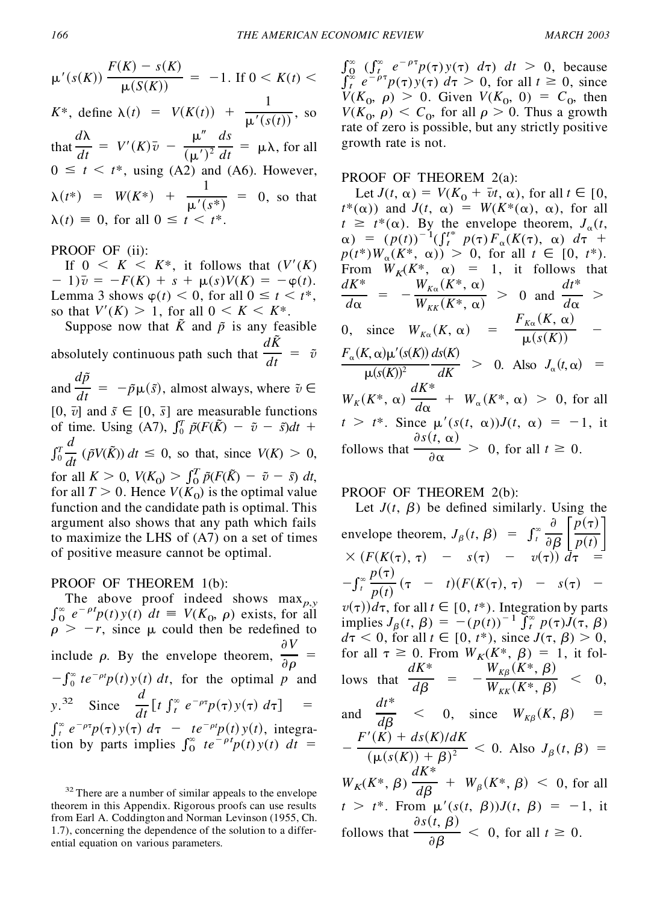$\mu'(s(K)) \frac{F(K) - s(K)}{\mu(S(K))} = -1$. If $0 < K(t) < K^*$, define $\lambda(t) = V(K(t)) + \frac{1}{\mu'(s(t))}$, so that $\frac{d\lambda}{dt} = V'(K)\bar{v} - \frac{\mu''}{(\mu')^2}\frac{ds}{dt} = \mu\lambda$, for all $0 \leq t < t^*$, using (A2) and (A6). However, $\lambda(t^*) = W(K^*) + \frac{1}{\mu'(s^*)} = 0$, so that $\lambda(t) \equiv 0$, for all $0 \leq t < t^*$.

PROOF OF (ii):

If $0 < K < K^*$, it follows that $(V'(K) - 1)\bar{v} = -F(K) + s + \mu(s)V(K) = -\varphi(t)$. Lemma 3 shows $\varphi(t) < 0$, for all $0 \leq t < t^*$, so that $V'(K) > 1$, for all $0 < K < K^*$.

Suppose now that $\tilde{K}$ and $\tilde{p}$ is any feasible absolutely continuous path such that $\frac{d\tilde{K}}{dt} = \tilde{v}$ and $\frac{d\tilde{p}}{dt} = -\tilde{p}\mu(\tilde{s})$, almost always, where $\tilde{v} \in [0, \bar{v}]$ and $\tilde{s} \in [0, \bar{s}]$ are measurable functions of time. Using (A7), $\int_0^T \tilde{p}(F(\tilde{K}) - \tilde{v} - \tilde{s})dt + \int_0^T \frac{d}{dt}(\tilde{p}V(\tilde{K}))\,dt \leq 0$, so that, since $V(K) > 0$, for all $K > 0$, $V(K_0) > \int_0^T \tilde{p}(F(\tilde{K}) - \tilde{v} - \tilde{s})\,dt$, for all $T > 0$. Hence $V(K_0)$ is the optimal value function and the candidate path is optimal. This argument also shows that any path which fails to maximize the LHS of (A7) on a set of times of positive measure cannot be optimal.

PROOF OF THEOREM 1(b):

The above proof indeed shows $\max_{p,y} \int_0^\infty e^{-\rho t}p(t)y(t)\,dt \equiv V(K_0, \rho)$ exists, for all $\rho > -r$, since $\mu$ could then be redefined to include $\rho$. By the envelope theorem, $\frac{\partial V}{\partial \rho} = -\int_0^\infty te^{-\rho t}p(t)y(t)\,dt$, for the optimal $p$ and $y$.[32] Since $\frac{d}{dt}[t\int_t^\infty e^{-\rho\tau}p(\tau)y(\tau)\,d\tau] = \int_t^\infty e^{-\rho\tau}p(\tau)y(\tau)\,d\tau - te^{-\rho t}p(t)y(t)$, integration by parts implies $\int_0^\infty te^{-\rho t}p(t)y(t)\,dt = \int_0^\infty (\int_t^\infty e^{-\rho\tau}p(\tau)y(\tau)\,d\tau)\,dt > 0$, because $\int_t^\infty e^{-\rho\tau}p(\tau)y(\tau)\,d\tau > 0$, for all $t \geq 0$, since $V(K_0, \rho) > 0$. Given $V(K_0, 0) = C_0$, then $V(K_0, \rho) < C_0$, for all $\rho > 0$. Thus a growth rate of zero is possible, but any strictly positive growth rate is not.

PROOF OF THEOREM 2(a):

Let $J(t, \alpha) = V(K_0 + \bar{v}t, \alpha)$, for all $t \in [0, t^*(\alpha))$ and $J(t, \alpha) = W(K^*(\alpha), \alpha)$, for all $t \geq t^*(\alpha)$. By the envelope theorem, $J_\alpha(t, \alpha) = (p(t))^{-1}(\int_t^{t^*} p(\tau)F_\alpha(K(\tau), \alpha)\,d\tau + p(t^*)W_\alpha(K^*, \alpha)) > 0$, for all $t \in [0, t^*)$. From $W_K(K^*, \alpha) = 1$, it follows that $\frac{dK^*}{d\alpha} = -\frac{W_{K\alpha}(K^*, \alpha)}{W_{KK}(K^*, \alpha)} > 0$ and $\frac{dt^*}{d\alpha} > 0$, since $W_{K\alpha}(K, \alpha) = \frac{F_{K\alpha}(K, \alpha)}{\mu(s(K))} - \frac{F_\alpha(K,\alpha)\mu'(s(K))}{\mu(s(K))^2}\frac{ds(K)}{dK} > 0$. Also $J_\alpha(t,\alpha) = W_K(K^*, \alpha)\frac{dK^*}{d\alpha} + W_\alpha(K^*, \alpha) > 0$, for all $t > t^*$. Since $\mu'(s(t, \alpha))J(t, \alpha) = -1$, it follows that $\frac{\partial s(t, \alpha)}{\partial \alpha} > 0$, for all $t \geq 0$.

PROOF OF THEOREM 2(b):

Let $J(t, \beta)$ be defined similarly. Using the envelope theorem, $J_\beta(t, \beta) = \int_t^\infty \frac{\partial}{\partial \beta}\left[\frac{p(\tau)}{p(t)}\right] \times (F(K(\tau), \tau) - s(\tau) - v(\tau))\,d\tau = -\int_t^\infty \frac{p(\tau)}{p(t)}(\tau - t)(F(K(\tau), \tau) - s(\tau) - v(\tau))d\tau$, for all $t \in [0, t^*)$. Integration by parts implies $J_\beta(t, \beta) = -(p(t))^{-1}\int_t^\infty p(\tau)J(\tau, \beta)\,d\tau < 0$, for all $t \in [0, t^*)$, since $J(\tau, \beta) > 0$, for all $\tau \geq 0$. From $W_K(K^*, \beta) = 1$, it follows that $\frac{dK^*}{d\beta} = -\frac{W_{K\beta}(K^*, \beta)}{W_{KK}(K^*, \beta)} < 0$, and $\frac{dt^*}{d\beta} < 0$, since $W_{K\beta}(K, \beta) = -\frac{F'(K) + ds(K)/dK}{(\mu(s(K)) + \beta)^2} < 0$. Also $J_\beta(t, \beta) = W_K(K^*, \beta)\frac{dK^*}{d\beta} + W_\beta(K^*, \beta) < 0$, for all $t > t^*$. From $\mu'(s(t, \beta))J(t, \beta) = -1$, it follows that $\frac{\partial s(t, \beta)}{\partial \beta} < 0$, for all $t \geq 0$.

[32] There are a number of similar appeals to the envelope theorem in this Appendix. Rigorous proofs can use results from Earl A. Coddington and Norman Levinson (1955, Ch. 1.7), concerning the dependence of the solution to a differential equation on various parameters.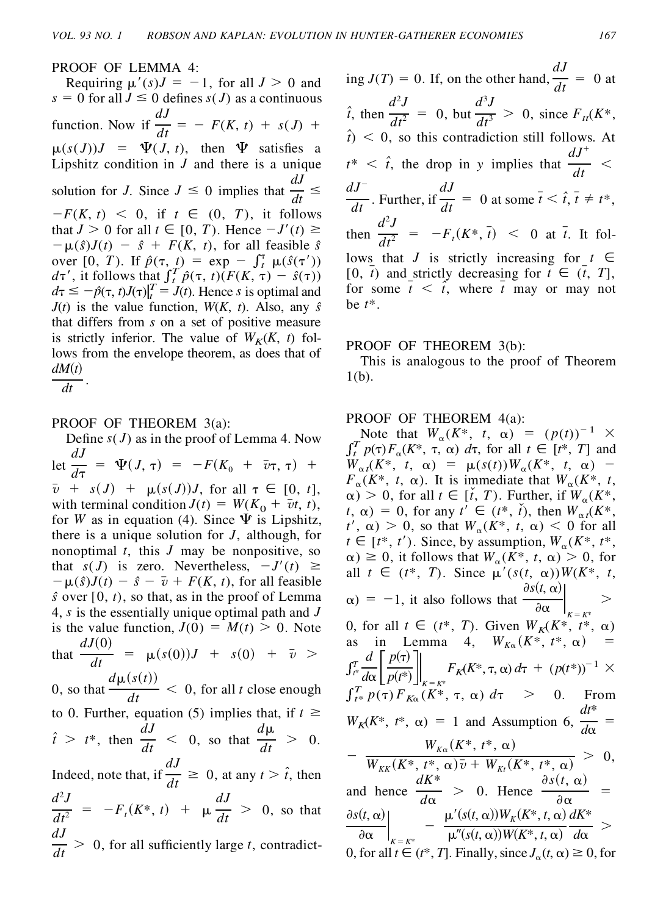PROOF OF LEMMA 4:

Requiring $\mu'(s)J = -1$, for all $J > 0$ and $s = 0$ for all $J \leq 0$ defines $s(J)$ as a continuous function. Now if $\frac{dJ}{dt} = -F(K, t) + s(J) + \mu(s(J))J = \Psi(J, t)$, then $\Psi$ satisfies a Lipshitz condition in $J$ and there is a unique solution for $J$. Since $J \leq 0$ implies that $\frac{dJ}{dt} \leq -F(K, t) < 0$, if $t \in (0, T)$, it follows that $J > 0$ for all $t \in [0, T)$. Hence $-J'(t) \geq -\mu(\hat{s})J(t) - \hat{s} + F(K, t)$, for all feasible $\hat{s}$ over $[0, T)$. If $\hat{p}(\tau, t) = \exp - \int_t^\tau \mu(\hat{s}(\tau'))\, d\tau'$, it follows that $\int_t^T \hat{p}(\tau, t)(F(K, \tau) - \hat{s}(\tau))\, d\tau \leq -\hat{p}(\tau, t)J(\tau)|_t^T = J(t)$. Hence $s$ is optimal and $J(t)$ is the value function, $W(K, t)$. Also, any $\hat{s}$ that differs from $s$ on a set of positive measure is strictly inferior. The value of $W_K(K, t)$ follows from the envelope theorem, as does that of $\frac{dM(t)}{dt}$.

PROOF OF THEOREM 3(a):

Define $s(J)$ as in the proof of Lemma 4. Now let $\frac{dJ}{d\tau} = \Psi(J, \tau) = -F(K_0 + \bar{v}\tau, \tau) + \bar{v} + s(J) + \mu(s(J))J$, for all $\tau \in [0, t]$, with terminal condition $J(t) = W(K_0 + \bar{v}t, t)$, for $W$ as in equation (4). Since $\Psi$ is Lipshitz, there is a unique solution for $J$, although, for nonoptimal $t$, this $J$ may be nonpositive, so that $s(J)$ is zero. Nevertheless, $-J'(t) \geq -\mu(\hat{s})J(t) - \hat{s} - \bar{v} + F(K, t)$, for all feasible $\hat{s}$ over $[0, t)$, so that, as in the proof of Lemma 4, $s$ is the essentially unique optimal path and $J$ is the value function, $J(0) = M(t) > 0$. Note that $\frac{dJ(0)}{dt} = \mu(s(0))J + s(0) + \bar{v} > 0$, so that $\frac{d\mu(s(t))}{dt} < 0$, for all $t$ close enough to 0. Further, equation (5) implies that, if $t \geq \hat{t} > t^*$, then $\frac{dJ}{dt} < 0$, so that $\frac{d\mu}{dt} > 0$. Indeed, note that, if $\frac{dJ}{dt} \geq 0$, at any $t > \hat{t}$, then $\frac{d^2J}{dt^2} = -F_t(K^*, t) + \mu\frac{dJ}{dt} > 0$, so that $\frac{dJ}{dt} > 0$, for all sufficiently large $t$, contradicting $J(T) = 0$. If, on the other hand, $\frac{dJ}{dt} = 0$ at $\hat{t}$, then $\frac{d^2J}{dt^2} = 0$, but $\frac{d^3J}{dt^3} > 0$, since $F_{tt}(K^*, \hat{t}) < 0$, so this contradiction still follows. At $t^* < \hat{t}$, the drop in $y$ implies that $\frac{dJ^+}{dt} < \frac{dJ^-}{dt}$. Further, if $\frac{dJ}{dt} = 0$ at some $\bar{t} < \hat{t}, \bar{t} \neq t^*$, then $\frac{d^2J}{dt^2} = -F_t(K^*, \bar{t}) < 0$ at $\bar{t}$. It follows that $J$ is strictly increasing for $t \in [0, \bar{t})$ and strictly decreasing for $t \in (\bar{t}, T]$, for some $\bar{t} < \hat{t}$, where $\bar{t}$ may or may not be $t^*$.

PROOF OF THEOREM 3(b):

This is analogous to the proof of Theorem 1(b).

PROOF OF THEOREM 4(a):

Note that $W_\alpha(K^*, t, \alpha) = (p(t))^{-1} \times \int_t^T p(\tau)F_\alpha(K^*, \tau, \alpha)\, d\tau$, for all $t \in [t^*, T]$ and $W_{\alpha t}(K^*, t, \alpha) = \mu(s(t))W_\alpha(K^*, t, \alpha) - F_\alpha(K^*, t, \alpha)$. It is immediate that $W_\alpha(K^*, t, \alpha) > 0$, for all $t \in [\check{t}, T)$. Further, if $W_\alpha(K^*, t, \alpha) = 0$, for any $t' \in (t^*, \check{t})$, then $W_{\alpha t}(K^*, t', \alpha) > 0$, so that $W_\alpha(K^*, t, \alpha) < 0$ for all $t \in [t^*, t')$. Since, by assumption, $W_\alpha(K^*, t^*, \alpha) \geq 0$, it follows that $W_\alpha(K^*, t, \alpha) > 0$, for all $t \in (t^*, T)$. Since $\mu'(s(t, \alpha))W(K^*, t, \alpha) = -1$, it also follows that $\left.\frac{\partial s(t, \alpha)}{\partial \alpha}\right|_{K=K^*} > 0$, for all $t \in (t^*, T)$. Given $W_K(K^*, t^*, \alpha)$ as in Lemma 4, $W_{K\alpha}(K^*, t^*, \alpha) = \int_{t^*}^T \frac{d}{d\alpha}\left[\frac{p(\tau)}{p(t^*)}\right]\bigg|_{K=K^*} F_K(K^*, \tau, \alpha)\, d\tau + (p(t^*))^{-1} \times \int_{t^*}^T p(\tau)F_{K\alpha}(K^*, \tau, \alpha)\, d\tau > 0$. From $W_K(K^*, t^*, \alpha) = 1$ and Assumption 6, $\frac{dt^*}{d\alpha} = -\frac{W_{K\alpha}(K^*, t^*, \alpha)}{W_{KK}(K^*, t^*, \alpha)\bar{v} + W_{Kt}(K^*, t^*, \alpha)} > 0$, and hence $\frac{dK^*}{d\alpha} > 0$. Hence $\frac{\partial s(t, \alpha)}{\partial \alpha} = \left.\frac{\partial s(t, \alpha)}{\partial \alpha}\right|_{K=K^*} - \frac{\mu'(s(t, \alpha))W_K(K^*, t, \alpha)}{\mu''(s(t, \alpha))W(K^*, t, \alpha)}\frac{dK^*}{d\alpha} > 0$, for all $t \in (t^*, T]$. Finally, since $J_\alpha(t, \alpha) \geq 0$, for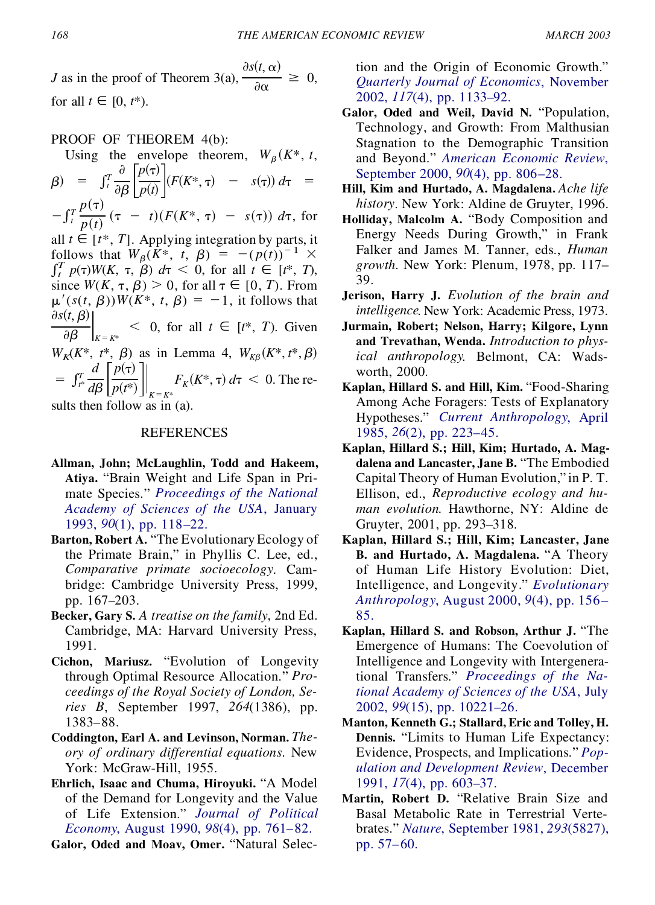$J$ as in the proof of Theorem 3(a), $\frac{\partial s(t, \alpha)}{\partial \alpha} \geq 0$, for all $t \in [0, t^*)$.

PROOF OF THEOREM 4(b):

Using the envelope theorem, $W_\beta(K^*, t, \beta) = \int_t^T \frac{\partial}{\partial \beta}\left[\frac{p(\tau)}{p(t)}\right](F(K^*, \tau) - s(\tau))\, d\tau = -\int_t^T \frac{p(\tau)}{p(t)}(\tau - t)(F(K^*, \tau) - s(\tau))\, d\tau$, for all $t \in [t^*, T]$. Applying integration by parts, it follows that $W_\beta(K^*, t, \beta) = -(p(t))^{-1} \times \int_t^T p(\tau) W(K, \tau, \beta)\, d\tau < 0$, for all $t \in [t^*, T)$, since $W(K, \tau, \beta) > 0$, for all $\tau \in [0, T)$. From $\mu'(s(t, \beta)) W(K^*, t, \beta) = -1$, it follows that $\left.\frac{\partial s(t, \beta)}{\partial \beta}\right|_{K = K^*} < 0$, for all $t \in [t^*, T)$. Given $W_K(K^*, t^*, \beta)$ as in Lemma 4, $W_{K\beta}(K^*, t^*, \beta) = \int_{t^*}^T \frac{d}{d\beta}\left[\frac{p(\tau)}{p(t^*)}\right]\Big|_{K = K^*} F_K(K^*, \tau)\, d\tau < 0$. The results then follow as in (a).

## REFERENCES

**Allman, John; McLaughlin, Todd and Hakeem, Atiya.** "Brain Weight and Life Span in Primate Species." *Proceedings of the National Academy of Sciences of the USA*, January 1993, *90*(1), pp. 118–22.

**Barton, Robert A.** "The Evolutionary Ecology of the Primate Brain," in Phyllis C. Lee, ed., *Comparative primate socioecology*. Cambridge: Cambridge University Press, 1999, pp. 167–203.

**Becker, Gary S.** *A treatise on the family*, 2nd Ed. Cambridge, MA: Harvard University Press, 1991.

**Cichon, Mariusz.** "Evolution of Longevity through Optimal Resource Allocation." *Proceedings of the Royal Society of London, Series B*, September 1997, *264*(1386), pp. 1383–88.

**Coddington, Earl A. and Levinson, Norman.** *Theory of ordinary differential equations*. New York: McGraw-Hill, 1955.

**Ehrlich, Isaac and Chuma, Hiroyuki.** "A Model of the Demand for Longevity and the Value of Life Extension." *Journal of Political Economy*, August 1990, *98*(4), pp. 761–82.

**Galor, Oded and Moav, Omer.** "Natural Selection and the Origin of Economic Growth." *Quarterly Journal of Economics*, November 2002, *117*(4), pp. 1133–92.

**Galor, Oded and Weil, David N.** "Population, Technology, and Growth: From Malthusian Stagnation to the Demographic Transition and Beyond." *American Economic Review*, September 2000, *90*(4), pp. 806–28.

**Hill, Kim and Hurtado, A. Magdalena.** *Ache life history*. New York: Aldine de Gruyter, 1996.

**Holliday, Malcolm A.** "Body Composition and Energy Needs During Growth," in Frank Falker and James M. Tanner, eds., *Human growth*. New York: Plenum, 1978, pp. 117–39.

**Jerison, Harry J.** *Evolution of the brain and intelligence*. New York: Academic Press, 1973.

**Jurmain, Robert; Nelson, Harry; Kilgore, Lynn and Trevathan, Wenda.** *Introduction to physical anthropology*. Belmont, CA: Wadsworth, 2000.

**Kaplan, Hillard S. and Hill, Kim.** "Food-Sharing Among Ache Foragers: Tests of Explanatory Hypotheses." *Current Anthropology*, April 1985, *26*(2), pp. 223–45.

**Kaplan, Hillard S.; Hill, Kim; Hurtado, A. Magdalena and Lancaster, Jane B.** "The Embodied Capital Theory of Human Evolution," in P. T. Ellison, ed., *Reproductive ecology and human evolution*. Hawthorne, NY: Aldine de Gruyter, 2001, pp. 293–318.

**Kaplan, Hillard S.; Hill, Kim; Lancaster, Jane B. and Hurtado, A. Magdalena.** "A Theory of Human Life History Evolution: Diet, Intelligence, and Longevity." *Evolutionary Anthropology*, August 2000, *9*(4), pp. 156–85.

**Kaplan, Hillard S. and Robson, Arthur J.** "The Emergence of Humans: The Coevolution of Intelligence and Longevity with Intergenerational Transfers." *Proceedings of the National Academy of Sciences of the USA*, July 2002, *99*(15), pp. 10221–26.

**Manton, Kenneth G.; Stallard, Eric and Tolley, H. Dennis.** "Limits to Human Life Expectancy: Evidence, Prospects, and Implications." *Population and Development Review*, December 1991, *17*(4), pp. 603–37.

**Martin, Robert D.** "Relative Brain Size and Basal Metabolic Rate in Terrestrial Vertebrates." *Nature*, September 1981, *293*(5827), pp. 57–60.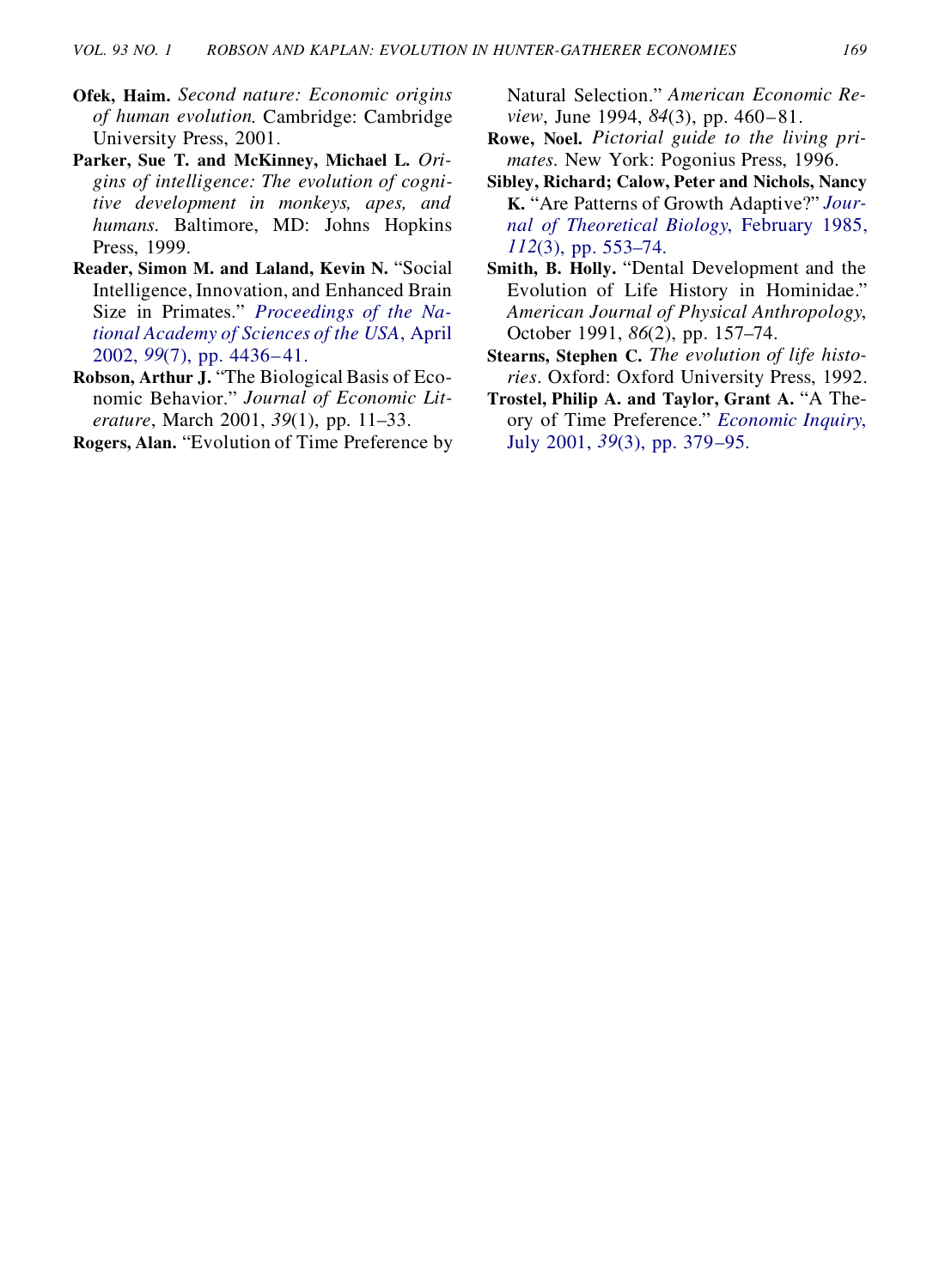**Ofek, Haim.** *Second nature: Economic origins of human evolution.* Cambridge: Cambridge University Press, 2001.

**Parker, Sue T. and McKinney, Michael L.** *Origins of intelligence: The evolution of cognitive development in monkeys, apes, and humans*. Baltimore, MD: Johns Hopkins Press, 1999.

**Reader, Simon M. and Laland, Kevin N.** "Social Intelligence, Innovation, and Enhanced Brain Size in Primates." *Proceedings of the National Academy of Sciences of the USA*, April 2002, *99*(7), pp. 4436–41.

**Robson, Arthur J.** "The Biological Basis of Economic Behavior." *Journal of Economic Literature*, March 2001, *39*(1), pp. 11–33.

**Rogers, Alan.** "Evolution of Time Preference by Natural Selection." *American Economic Review*, June 1994, *84*(3), pp. 460–81.

**Rowe, Noel.** *Pictorial guide to the living primates*. New York: Pogonius Press, 1996.

**Sibley, Richard; Calow, Peter and Nichols, Nancy K.** "Are Patterns of Growth Adaptive?" *Journal of Theoretical Biology*, February 1985, *112*(3), pp. 553–74.

**Smith, B. Holly.** "Dental Development and the Evolution of Life History in Hominidae." *American Journal of Physical Anthropology*, October 1991, *86*(2), pp. 157–74.

**Stearns, Stephen C.** *The evolution of life histories*. Oxford: Oxford University Press, 1992.

**Trostel, Philip A. and Taylor, Grant A.** "A Theory of Time Preference." *Economic Inquiry*, July 2001, *39*(3), pp. 379–95.